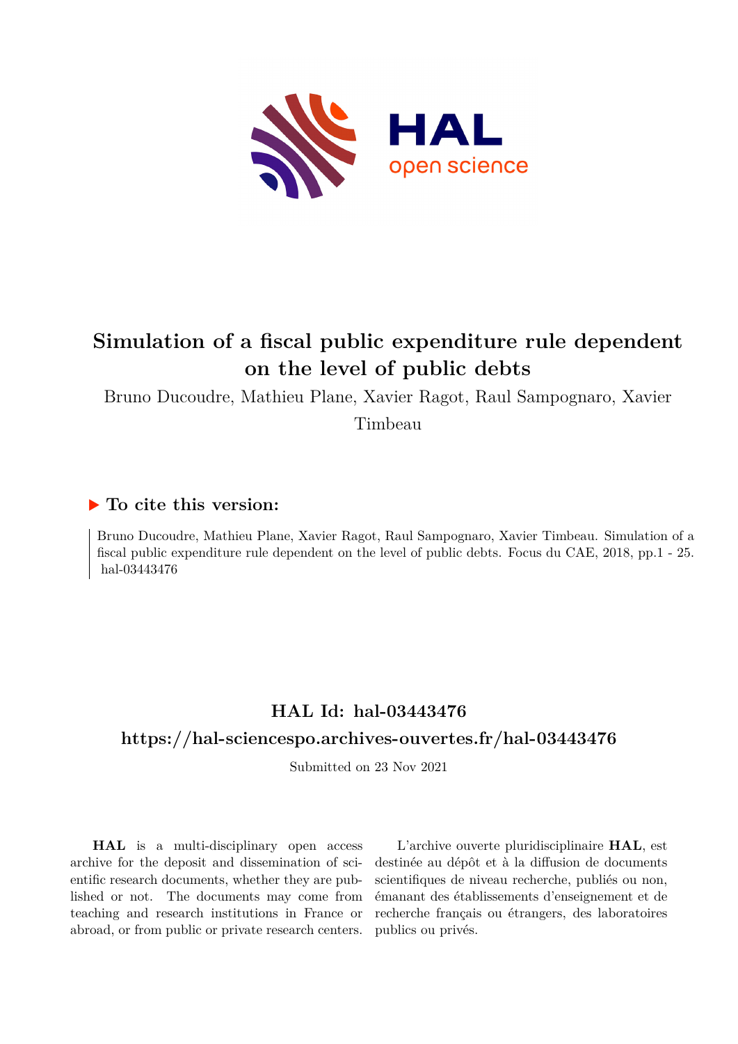# Simulation of a fiscal public expenditure rule dependent on the level of public debts

Bruno Ducoudre, Mathieu Plane, Xavier Ragot, Raul Sampognaro, Xavier Timbeau

## ▶ To cite this version:

Bruno Ducoudre, Mathieu Plane, Xavier Ragot, Raul Sampognaro, Xavier Timbeau. Simulation of a fiscal public expenditure rule dependent on the level of public debts. Focus du CAE, 2018, pp.1 - 25. hal-03443476

## HAL Id: hal-03443476

## https://hal-sciencespo.archives-ouvertes.fr/hal-03443476

Submitted on 23 Nov 2021

**HAL** is a multi-disciplinary open access archive for the deposit and dissemination of scientific research documents, whether they are published or not. The documents may come from teaching and research institutions in France or abroad, or from public or private research centers.

L'archive ouverte pluridisciplinaire **HAL**, est destinée au dépôt et à la diffusion de documents scientifiques de niveau recherche, publiés ou non, émanant des établissements d'enseignement et de recherche français ou étrangers, des laboratoires publics ou privés.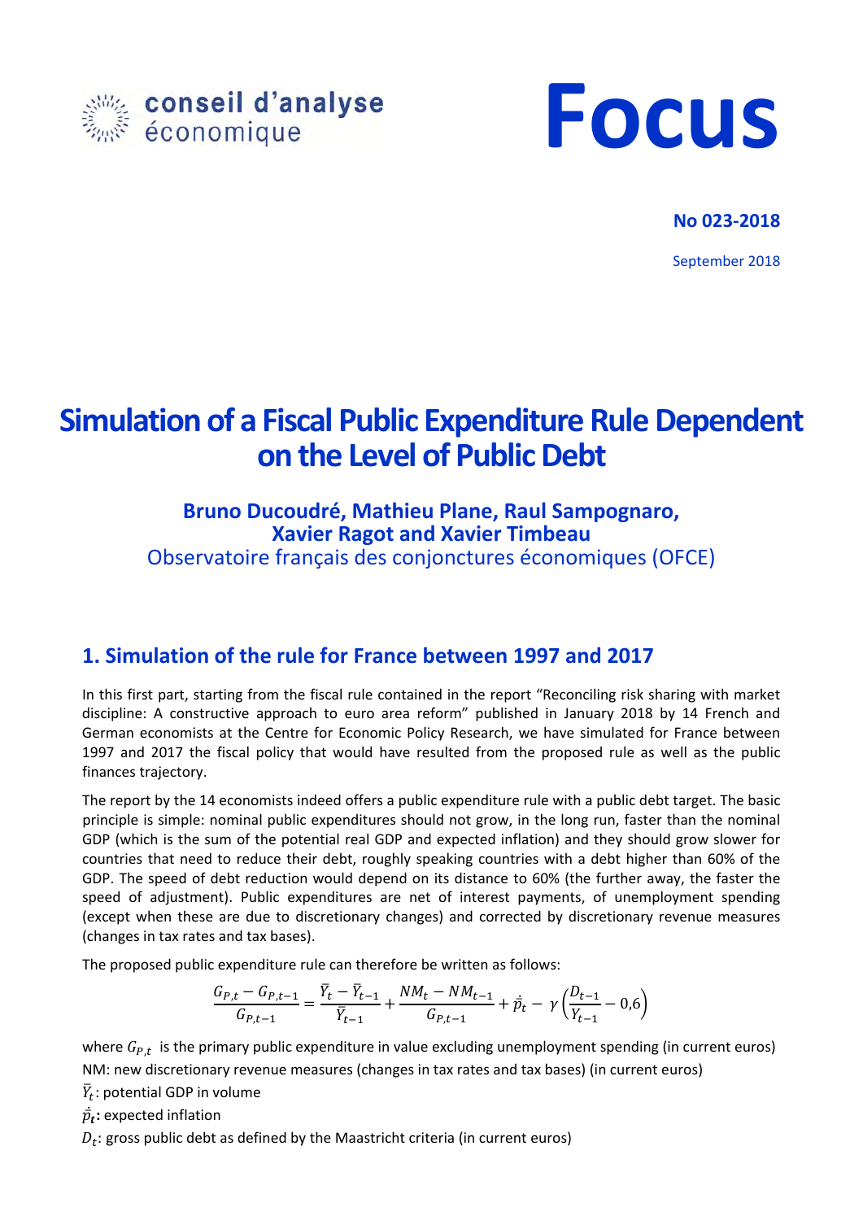conseil d'analyse économique

# Focus

**No 023-2018**

September 2018

# Simulation of a Fiscal Public Expenditure Rule Dependent on the Level of Public Debt

### Bruno Ducoudré, Mathieu Plane, Raul Sampognaro, Xavier Ragot and Xavier Timbeau

Observatoire français des conjonctures économiques (OFCE)

## 1. Simulation of the rule for France between 1997 and 2017

In this first part, starting from the fiscal rule contained in the report "Reconciling risk sharing with market discipline: A constructive approach to euro area reform" published in January 2018 by 14 French and German economists at the Centre for Economic Policy Research, we have simulated for France between 1997 and 2017 the fiscal policy that would have resulted from the proposed rule as well as the public finances trajectory.

The report by the 14 economists indeed offers a public expenditure rule with a public debt target. The basic principle is simple: nominal public expenditures should not grow, in the long run, faster than the nominal GDP (which is the sum of the potential real GDP and expected inflation) and they should grow slower for countries that need to reduce their debt, roughly speaking countries with a debt higher than 60% of the GDP. The speed of debt reduction would depend on its distance to 60% (the further away, the faster the speed of adjustment). Public expenditures are net of interest payments, of unemployment spending (except when these are due to discretionary changes) and corrected by discretionary revenue measures (changes in tax rates and tax bases).

The proposed public expenditure rule can therefore be written as follows:

$$\frac{G_{P,t}-G_{P,t-1}}{G_{P,t-1}}=\frac{\bar{Y}_t-\bar{Y}_{t-1}}{\bar{Y}_{t-1}}+\frac{NM_t-NM_{t-1}}{G_{P,t-1}}+\dot{\bar{p}}_t-\gamma\left(\frac{D_{t-1}}{Y_{t-1}}-0{,}6\right)$$

where $G_{P,t}$ is the primary public expenditure in value excluding unemployment spending (in current euros)

NM: new discretionary revenue measures (changes in tax rates and tax bases) (in current euros)

$\bar{Y}_t$: potential GDP in volume

$\dot{\bar{p}}_t$: expected inflation

$D_t$: gross public debt as defined by the Maastricht criteria (in current euros)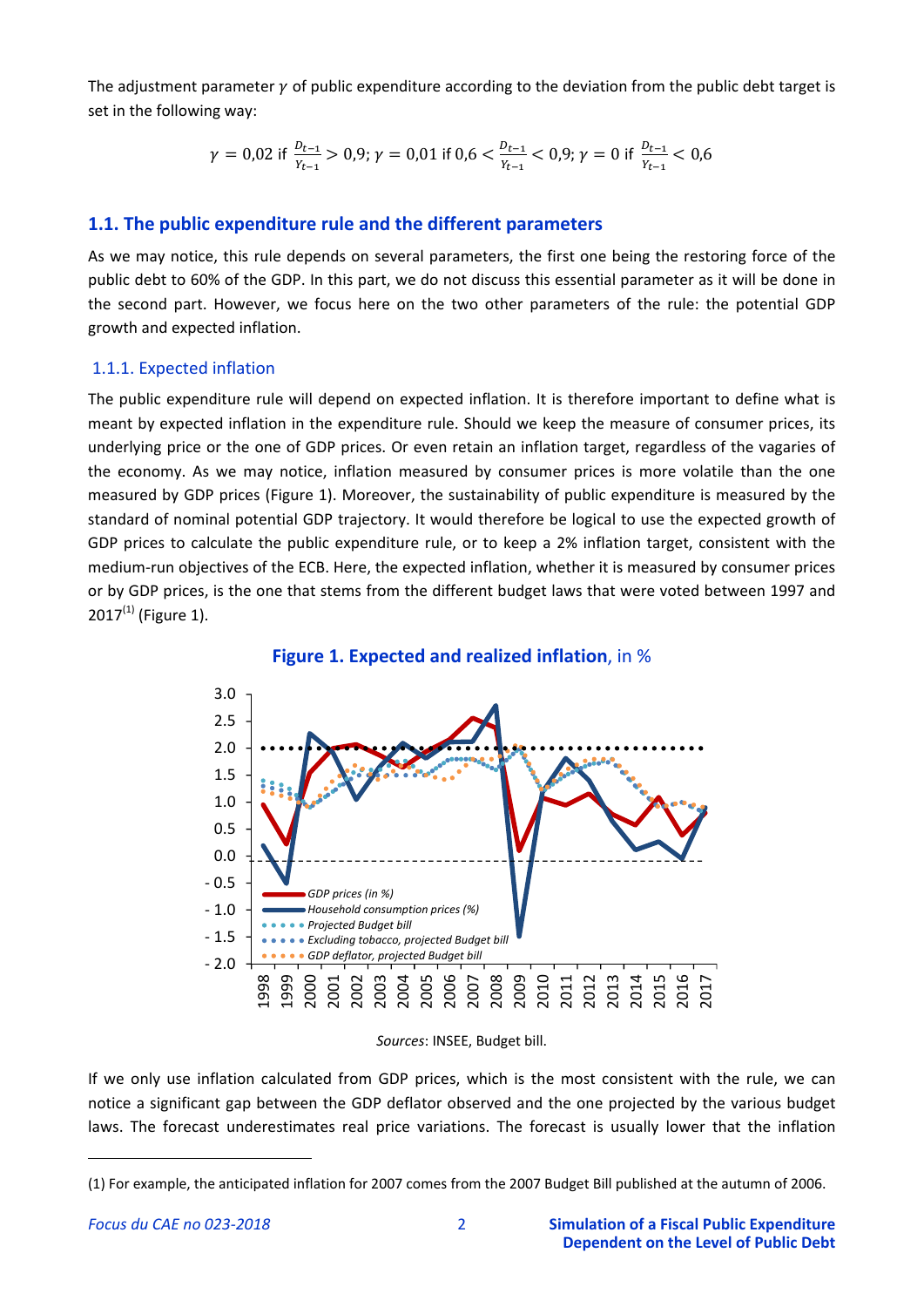The adjustment parameter $\gamma$ of public expenditure according to the deviation from the public debt target is set in the following way:

$$\gamma = 0{,}02 \text{ if } \frac{D_{t-1}}{Y_{t-1}} > 0{,}9;\ \gamma = 0{,}01 \text{ if } 0{,}6 < \frac{D_{t-1}}{Y_{t-1}} < 0{,}9;\ \gamma = 0 \text{ if } \frac{D_{t-1}}{Y_{t-1}} < 0{,}6$$

## 1.1. The public expenditure rule and the different parameters

As we may notice, this rule depends on several parameters, the first one being the restoring force of the public debt to 60% of the GDP. In this part, we do not discuss this essential parameter as it will be done in the second part. However, we focus here on the two other parameters of the rule: the potential GDP growth and expected inflation.

### 1.1.1. Expected inflation

The public expenditure rule will depend on expected inflation. It is therefore important to define what is meant by expected inflation in the expenditure rule. Should we keep the measure of consumer prices, its underlying price or the one of GDP prices. Or even retain an inflation target, regardless of the vagaries of the economy. As we may notice, inflation measured by consumer prices is more volatile than the one measured by GDP prices (Figure 1). Moreover, the sustainability of public expenditure is measured by the standard of nominal potential GDP trajectory. It would therefore be logical to use the expected growth of GDP prices to calculate the public expenditure rule, or to keep a 2% inflation target, consistent with the medium-run objectives of the ECB. Here, the expected inflation, whether it is measured by consumer prices or by GDP prices, is the one that stems from the different budget laws that were voted between 1997 and 2017[(1)] (Figure 1).

**Figure 1. Expected and realized inflation**, in %

*Sources*: INSEE, Budget bill.

If we only use inflation calculated from GDP prices, which is the most consistent with the rule, we can notice a significant gap between the GDP deflator observed and the one projected by the various budget laws. The forecast underestimates real price variations. The forecast is usually lower that the inflation

(1) For example, the anticipated inflation for 2007 comes from the 2007 Budget Bill published at the autumn of 2006.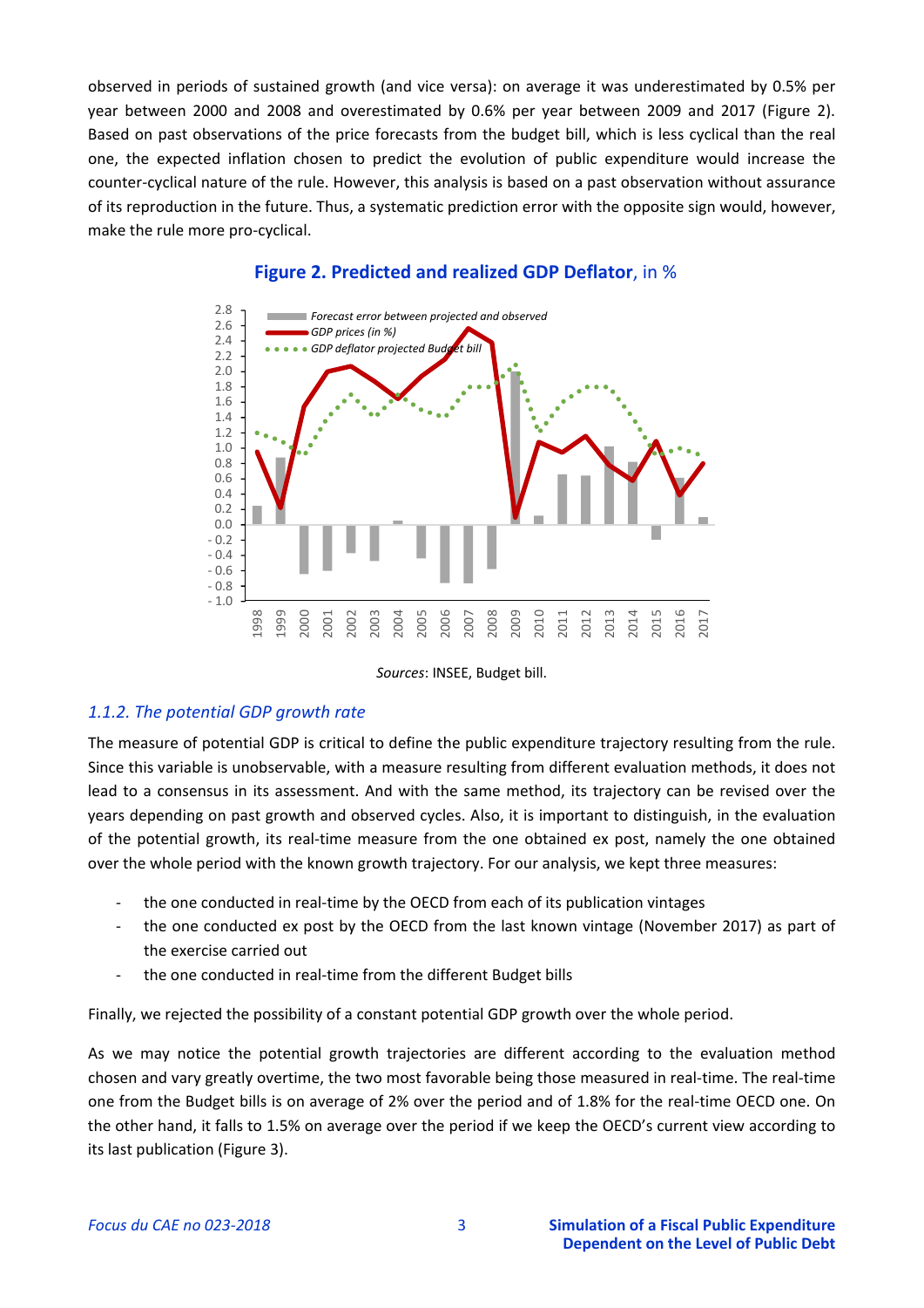observed in periods of sustained growth (and vice versa): on average it was underestimated by 0.5% per year between 2000 and 2008 and overestimated by 0.6% per year between 2009 and 2017 (Figure 2). Based on past observations of the price forecasts from the budget bill, which is less cyclical than the real one, the expected inflation chosen to predict the evolution of public expenditure would increase the counter-cyclical nature of the rule. However, this analysis is based on a past observation without assurance of its reproduction in the future. Thus, a systematic prediction error with the opposite sign would, however, make the rule more pro-cyclical.

**Figure 2. Predicted and realized GDP Deflator**, in %

*Sources*: INSEE, Budget bill.

### *1.1.2. The potential GDP growth rate*

The measure of potential GDP is critical to define the public expenditure trajectory resulting from the rule. Since this variable is unobservable, with a measure resulting from different evaluation methods, it does not lead to a consensus in its assessment. And with the same method, its trajectory can be revised over the years depending on past growth and observed cycles. Also, it is important to distinguish, in the evaluation of the potential growth, its real-time measure from the one obtained ex post, namely the one obtained over the whole period with the known growth trajectory. For our analysis, we kept three measures:

- the one conducted in real-time by the OECD from each of its publication vintages
- the one conducted ex post by the OECD from the last known vintage (November 2017) as part of the exercise carried out
- the one conducted in real-time from the different Budget bills

Finally, we rejected the possibility of a constant potential GDP growth over the whole period.

As we may notice the potential growth trajectories are different according to the evaluation method chosen and vary greatly overtime, the two most favorable being those measured in real-time. The real-time one from the Budget bills is on average of 2% over the period and of 1.8% for the real-time OECD one. On the other hand, it falls to 1.5% on average over the period if we keep the OECD's current view according to its last publication (Figure 3).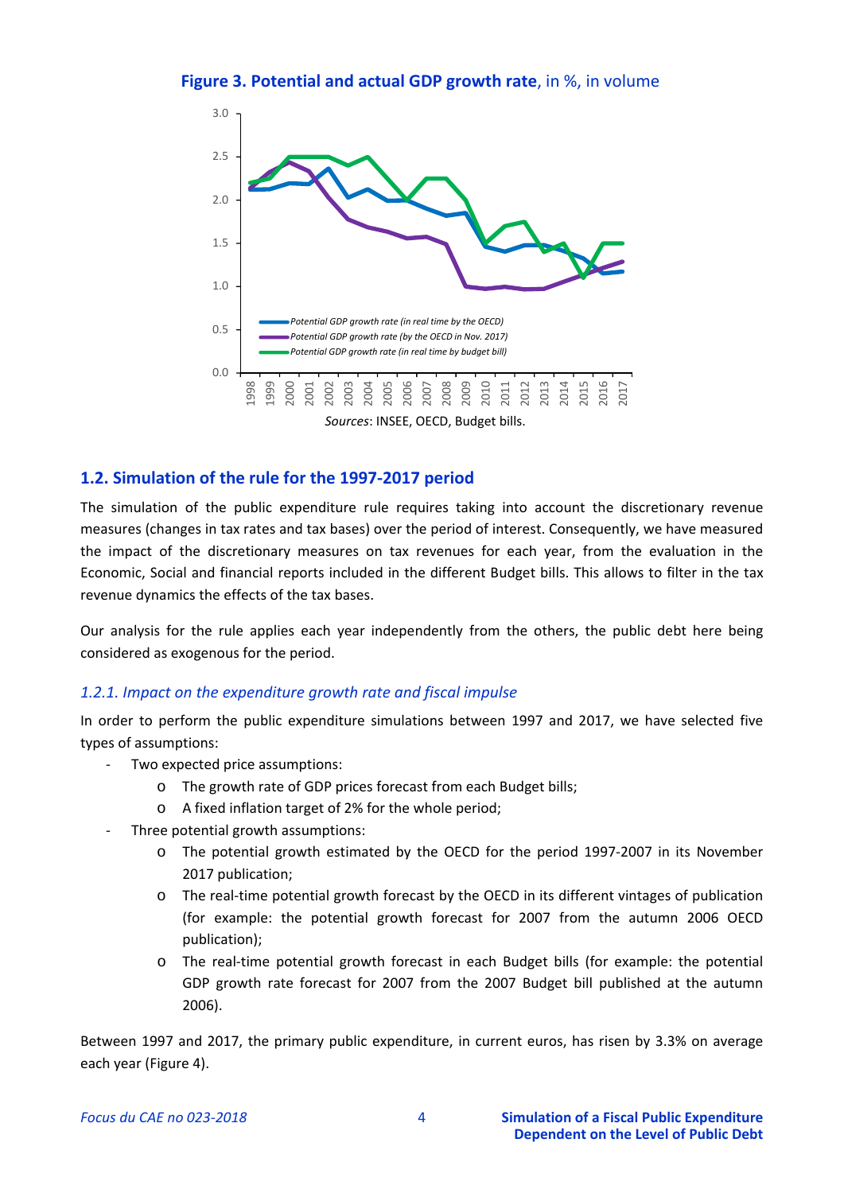**Figure 3. Potential and actual GDP growth rate**, in %, in volume

*Sources*: INSEE, OECD, Budget bills.

## 1.2. Simulation of the rule for the 1997-2017 period

The simulation of the public expenditure rule requires taking into account the discretionary revenue measures (changes in tax rates and tax bases) over the period of interest. Consequently, we have measured the impact of the discretionary measures on tax revenues for each year, from the evaluation in the Economic, Social and financial reports included in the different Budget bills. This allows to filter in the tax revenue dynamics the effects of the tax bases.

Our analysis for the rule applies each year independently from the others, the public debt here being considered as exogenous for the period.

### *1.2.1. Impact on the expenditure growth rate and fiscal impulse*

In order to perform the public expenditure simulations between 1997 and 2017, we have selected five types of assumptions:

- Two expected price assumptions:
  - The growth rate of GDP prices forecast from each Budget bills;
  - A fixed inflation target of 2% for the whole period;
- Three potential growth assumptions:
  - The potential growth estimated by the OECD for the period 1997-2007 in its November 2017 publication;
  - The real-time potential growth forecast by the OECD in its different vintages of publication (for example: the potential growth forecast for 2007 from the autumn 2006 OECD publication);
  - The real-time potential growth forecast in each Budget bills (for example: the potential GDP growth rate forecast for 2007 from the 2007 Budget bill published at the autumn 2006).

Between 1997 and 2017, the primary public expenditure, in current euros, has risen by 3.3% on average each year (Figure 4).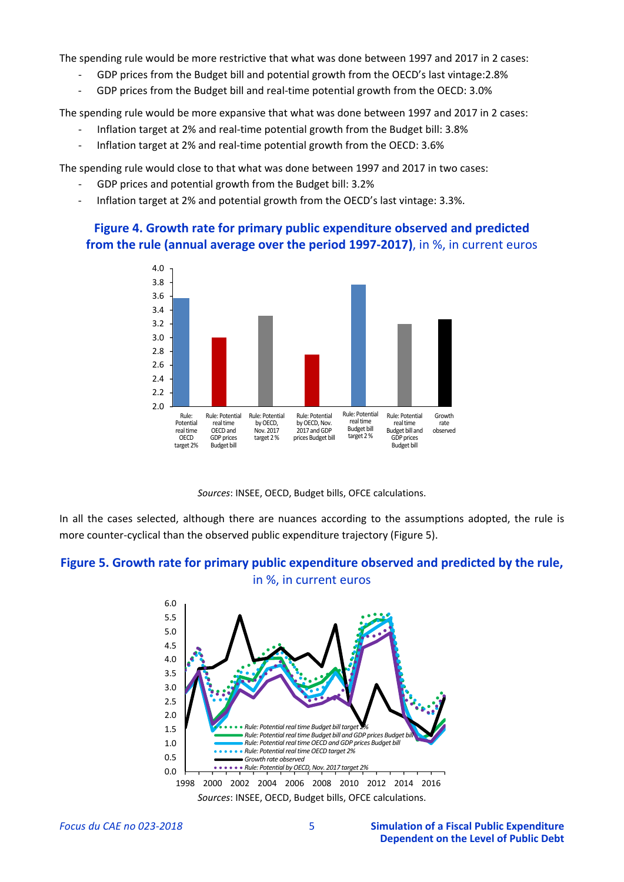The spending rule would be more restrictive that what was done between 1997 and 2017 in 2 cases:

- GDP prices from the Budget bill and potential growth from the OECD's last vintage:2.8%
- GDP prices from the Budget bill and real-time potential growth from the OECD: 3.0%

The spending rule would be more expansive that what was done between 1997 and 2017 in 2 cases:

- Inflation target at 2% and real-time potential growth from the Budget bill: 3.8%
- Inflation target at 2% and real-time potential growth from the OECD: 3.6%

The spending rule would close to that what was done between 1997 and 2017 in two cases:

- GDP prices and potential growth from the Budget bill: 3.2%
- Inflation target at 2% and potential growth from the OECD's last vintage: 3.3%.

**Figure 4. Growth rate for primary public expenditure observed and predicted from the rule (annual average over the period 1997-2017)**, in %, in current euros

*Sources*: INSEE, OECD, Budget bills, OFCE calculations.

In all the cases selected, although there are nuances according to the assumptions adopted, the rule is more counter-cyclical than the observed public expenditure trajectory (Figure 5).

**Figure 5. Growth rate for primary public expenditure observed and predicted by the rule,** in %, in current euros

*Sources*: INSEE, OECD, Budget bills, OFCE calculations.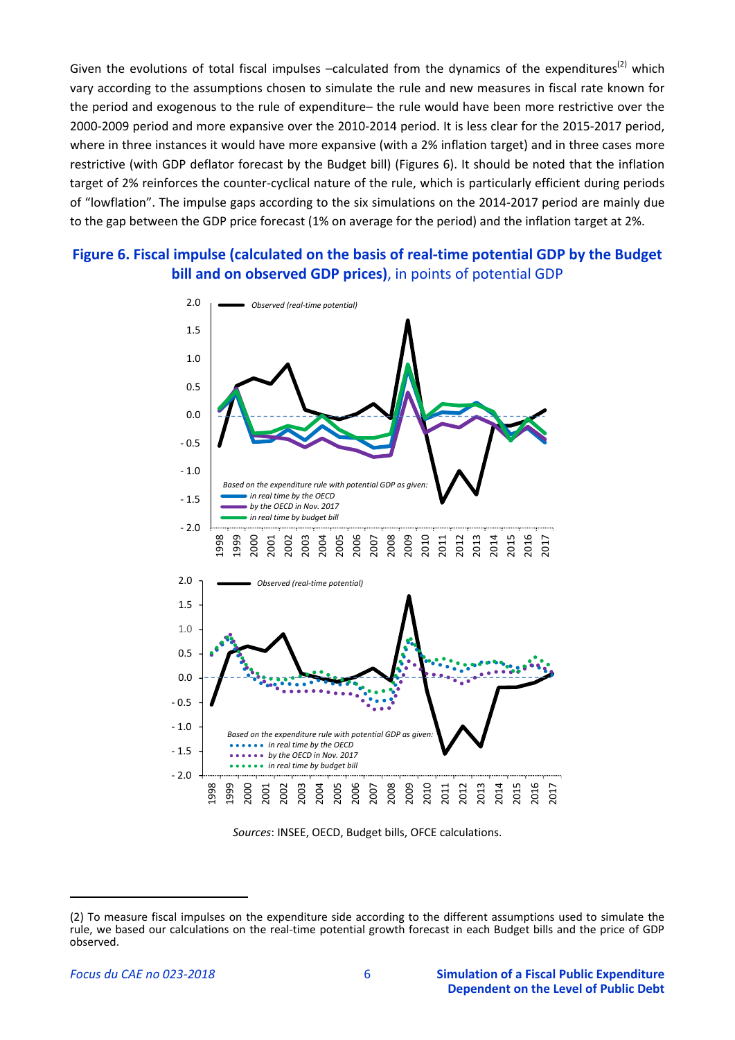Given the evolutions of total fiscal impulses –calculated from the dynamics of the expenditures[2] which vary according to the assumptions chosen to simulate the rule and new measures in fiscal rate known for the period and exogenous to the rule of expenditure– the rule would have been more restrictive over the 2000-2009 period and more expansive over the 2010-2014 period. It is less clear for the 2015-2017 period, where in three instances it would have more expansive (with a 2% inflation target) and in three cases more restrictive (with GDP deflator forecast by the Budget bill) (Figures 6). It should be noted that the inflation target of 2% reinforces the counter-cyclical nature of the rule, which is particularly efficient during periods of "lowflation". The impulse gaps according to the six simulations on the 2014-2017 period are mainly due to the gap between the GDP price forecast (1% on average for the period) and the inflation target at 2%.

## Figure 6. Fiscal impulse (calculated on the basis of real-time potential GDP by the Budget bill and on observed GDP prices), in points of potential GDP

*Sources*: INSEE, OECD, Budget bills, OFCE calculations.

---

(2) To measure fiscal impulses on the expenditure side according to the different assumptions used to simulate the rule, we based our calculations on the real-time potential growth forecast in each Budget bills and the price of GDP observed.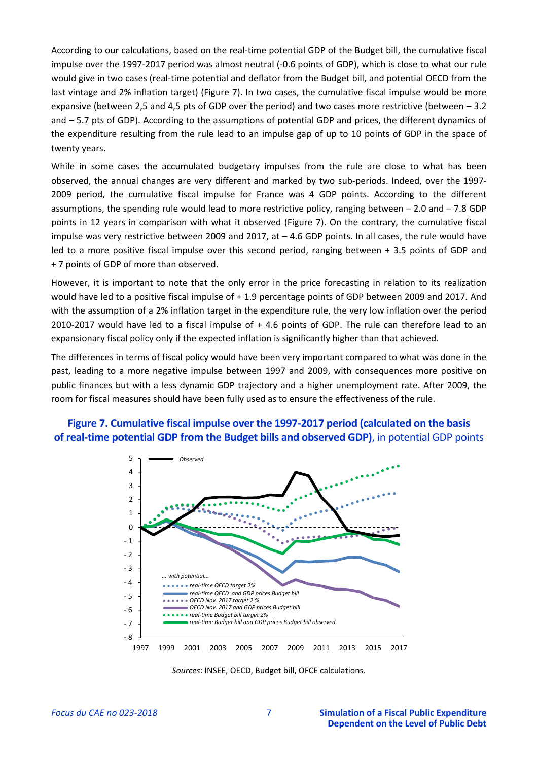According to our calculations, based on the real-time potential GDP of the Budget bill, the cumulative fiscal impulse over the 1997-2017 period was almost neutral (-0.6 points of GDP), which is close to what our rule would give in two cases (real-time potential and deflator from the Budget bill, and potential OECD from the last vintage and 2% inflation target) (Figure 7). In two cases, the cumulative fiscal impulse would be more expansive (between 2,5 and 4,5 pts of GDP over the period) and two cases more restrictive (between – 3.2 and – 5.7 pts of GDP). According to the assumptions of potential GDP and prices, the different dynamics of the expenditure resulting from the rule lead to an impulse gap of up to 10 points of GDP in the space of twenty years.

While in some cases the accumulated budgetary impulses from the rule are close to what has been observed, the annual changes are very different and marked by two sub-periods. Indeed, over the 1997-2009 period, the cumulative fiscal impulse for France was 4 GDP points. According to the different assumptions, the spending rule would lead to more restrictive policy, ranging between – 2.0 and – 7.8 GDP points in 12 years in comparison with what it observed (Figure 7). On the contrary, the cumulative fiscal impulse was very restrictive between 2009 and 2017, at – 4.6 GDP points. In all cases, the rule would have led to a more positive fiscal impulse over this second period, ranging between + 3.5 points of GDP and + 7 points of GDP of more than observed.

However, it is important to note that the only error in the price forecasting in relation to its realization would have led to a positive fiscal impulse of + 1.9 percentage points of GDP between 2009 and 2017. And with the assumption of a 2% inflation target in the expenditure rule, the very low inflation over the period 2010-2017 would have led to a fiscal impulse of + 4.6 points of GDP. The rule can therefore lead to an expansionary fiscal policy only if the expected inflation is significantly higher than that achieved.

The differences in terms of fiscal policy would have been very important compared to what was done in the past, leading to a more negative impulse between 1997 and 2009, with consequences more positive on public finances but with a less dynamic GDP trajectory and a higher unemployment rate. After 2009, the room for fiscal measures should have been fully used as to ensure the effectiveness of the rule.

**Figure 7. Cumulative fiscal impulse over the 1997-2017 period (calculated on the basis of real-time potential GDP from the Budget bills and observed GDP)**, in potential GDP points

*Sources*: INSEE, OECD, Budget bill, OFCE calculations.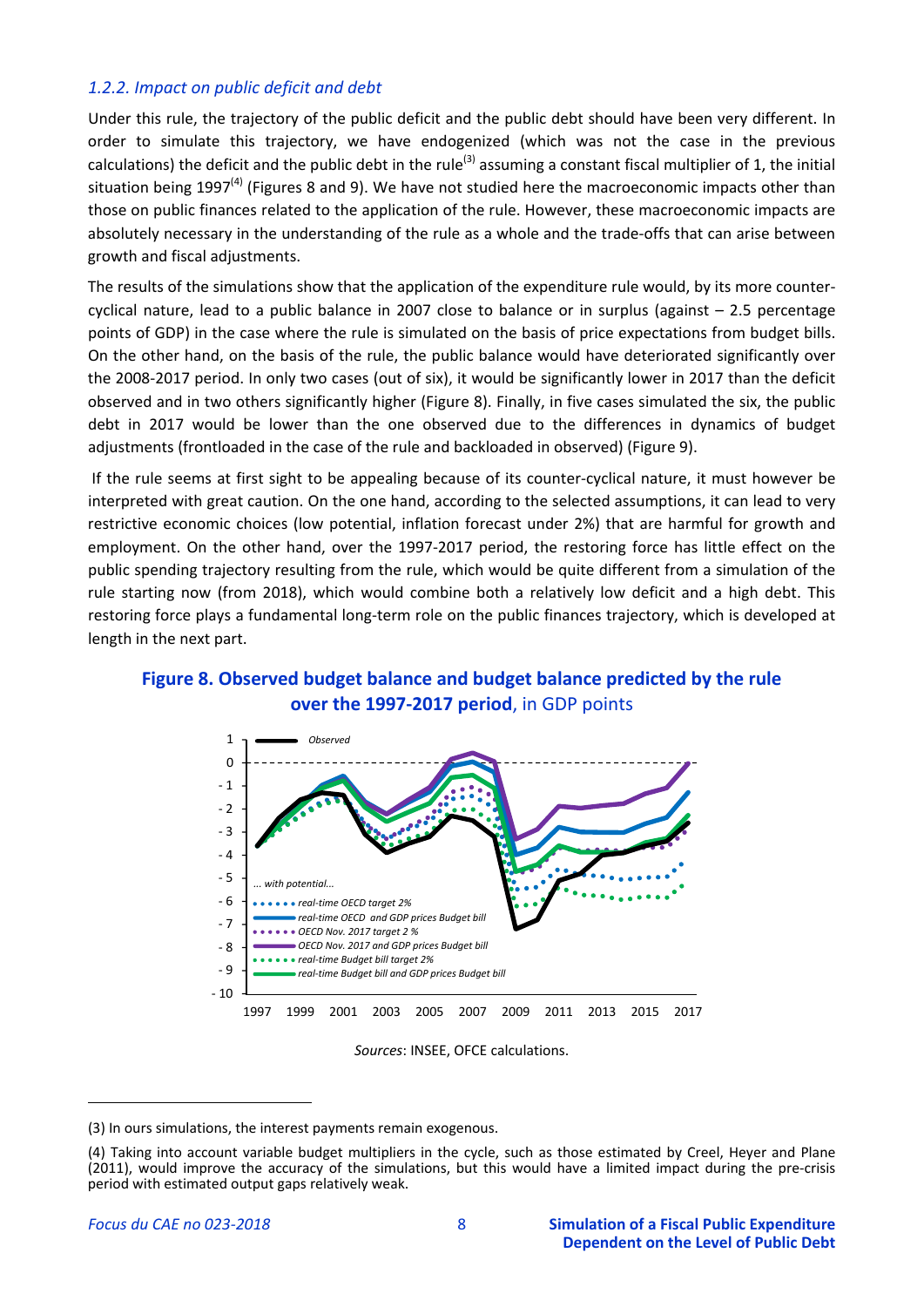### *1.2.2. Impact on public deficit and debt*

Under this rule, the trajectory of the public deficit and the public debt should have been very different. In order to simulate this trajectory, we have endogenized (which was not the case in the previous calculations) the deficit and the public debt in the rule[3] assuming a constant fiscal multiplier of 1, the initial situation being 1997[4] (Figures 8 and 9). We have not studied here the macroeconomic impacts other than those on public finances related to the application of the rule. However, these macroeconomic impacts are absolutely necessary in the understanding of the rule as a whole and the trade-offs that can arise between growth and fiscal adjustments.

The results of the simulations show that the application of the expenditure rule would, by its more counter-cyclical nature, lead to a public balance in 2007 close to balance or in surplus (against – 2.5 percentage points of GDP) in the case where the rule is simulated on the basis of price expectations from budget bills. On the other hand, on the basis of the rule, the public balance would have deteriorated significantly over the 2008-2017 period. In only two cases (out of six), it would be significantly lower in 2017 than the deficit observed and in two others significantly higher (Figure 8). Finally, in five cases simulated the six, the public debt in 2017 would be lower than the one observed due to the differences in dynamics of budget adjustments (frontloaded in the case of the rule and backloaded in observed) (Figure 9).

If the rule seems at first sight to be appealing because of its counter-cyclical nature, it must however be interpreted with great caution. On the one hand, according to the selected assumptions, it can lead to very restrictive economic choices (low potential, inflation forecast under 2%) that are harmful for growth and employment. On the other hand, over the 1997-2017 period, the restoring force has little effect on the public spending trajectory resulting from the rule, which would be quite different from a simulation of the rule starting now (from 2018), which would combine both a relatively low deficit and a high debt. This restoring force plays a fundamental long-term role on the public finances trajectory, which is developed at length in the next part.

**Figure 8. Observed budget balance and budget balance predicted by the rule over the 1997-2017 period**, in GDP points

*Sources*: INSEE, OFCE calculations.

(3) In ours simulations, the interest payments remain exogenous.

(4) Taking into account variable budget multipliers in the cycle, such as those estimated by Creel, Heyer and Plane (2011), would improve the accuracy of the simulations, but this would have a limited impact during the pre-crisis period with estimated output gaps relatively weak.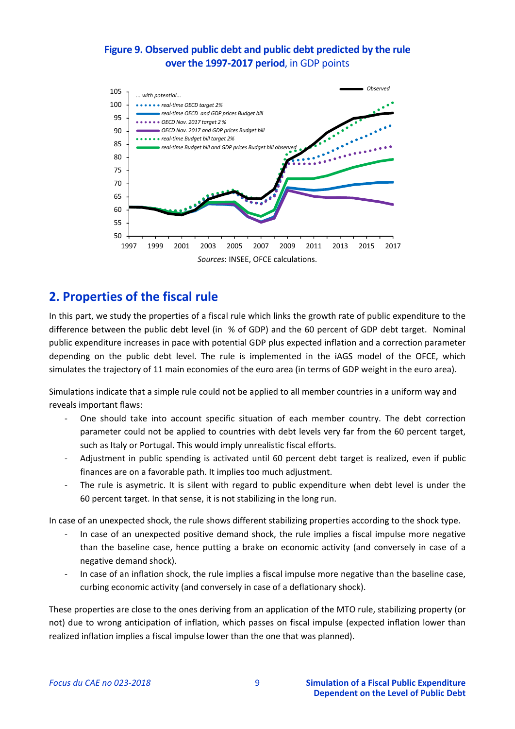**Figure 9. Observed public debt and public debt predicted by the rule over the 1997-2017 period**, in GDP points

*Sources*: INSEE, OFCE calculations.

## 2. Properties of the fiscal rule

In this part, we study the properties of a fiscal rule which links the growth rate of public expenditure to the difference between the public debt level (in % of GDP) and the 60 percent of GDP debt target. Nominal public expenditure increases in pace with potential GDP plus expected inflation and a correction parameter depending on the public debt level. The rule is implemented in the iAGS model of the OFCE, which simulates the trajectory of 11 main economies of the euro area (in terms of GDP weight in the euro area).

Simulations indicate that a simple rule could not be applied to all member countries in a uniform way and reveals important flaws:

- One should take into account specific situation of each member country. The debt correction parameter could not be applied to countries with debt levels very far from the 60 percent target, such as Italy or Portugal. This would imply unrealistic fiscal efforts.
- Adjustment in public spending is activated until 60 percent debt target is realized, even if public finances are on a favorable path. It implies too much adjustment.
- The rule is asymetric. It is silent with regard to public expenditure when debt level is under the 60 percent target. In that sense, it is not stabilizing in the long run.

In case of an unexpected shock, the rule shows different stabilizing properties according to the shock type.

- In case of an unexpected positive demand shock, the rule implies a fiscal impulse more negative than the baseline case, hence putting a brake on economic activity (and conversely in case of a negative demand shock).
- In case of an inflation shock, the rule implies a fiscal impulse more negative than the baseline case, curbing economic activity (and conversely in case of a deflationary shock).

These properties are close to the ones deriving from an application of the MTO rule, stabilizing property (or not) due to wrong anticipation of inflation, which passes on fiscal impulse (expected inflation lower than realized inflation implies a fiscal impulse lower than the one that was planned).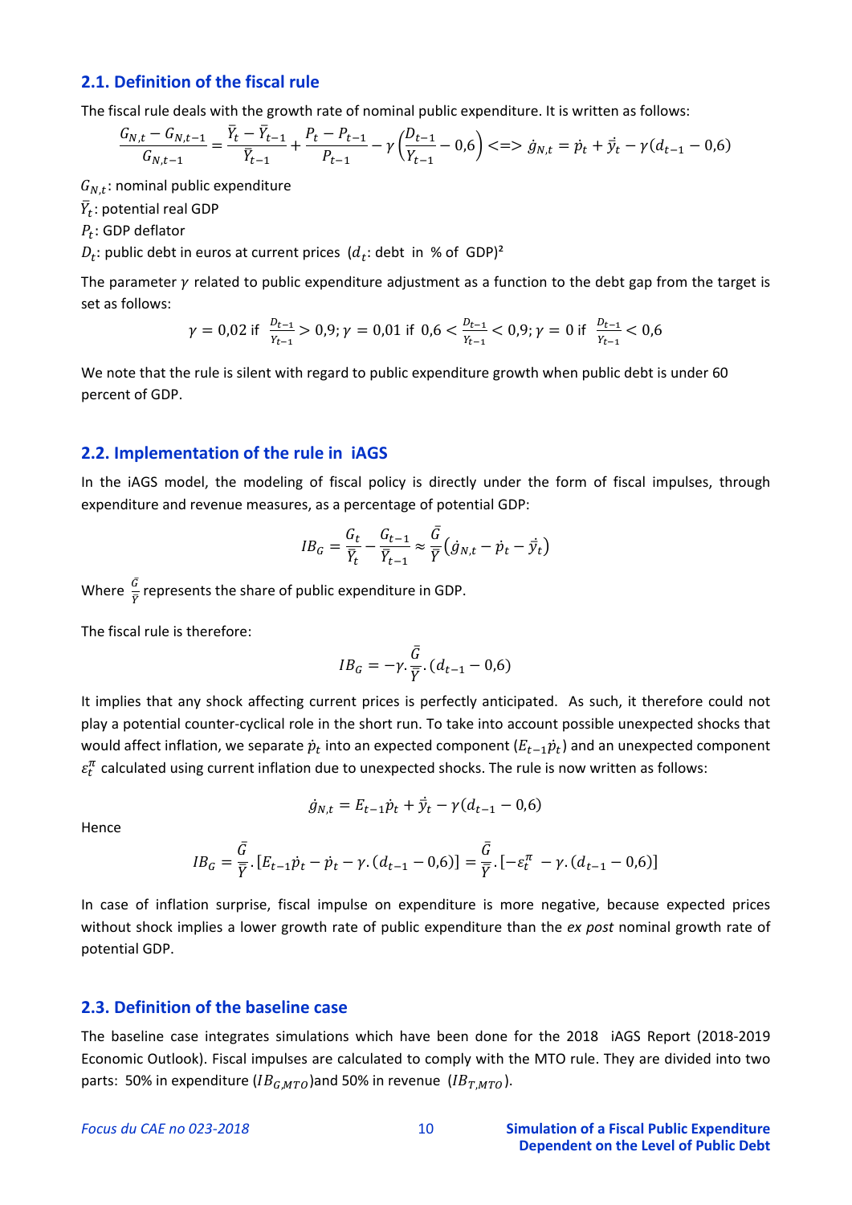## 2.1. Definition of the fiscal rule

The fiscal rule deals with the growth rate of nominal public expenditure. It is written as follows:

$$\frac{G_{N,t} - G_{N,t-1}}{G_{N,t-1}} = \frac{\bar{Y}_t - \bar{Y}_{t-1}}{\bar{Y}_{t-1}} + \frac{P_t - P_{t-1}}{P_{t-1}} - \gamma\left(\frac{D_{t-1}}{Y_{t-1}} - 0{,}6\right) <=> \dot{g}_{N,t} = \dot{p}_t + \dot{\bar{y}}_t - \gamma(d_{t-1} - 0{,}6)$$

$G_{N,t}$: nominal public expenditure

$\bar{Y}_t$: potential real GDP

$P_t$: GDP deflator

$D_t$: public debt in euros at current prices ($d_t$: debt in % of GDP)[2]

The parameter $\gamma$ related to public expenditure adjustment as a function to the debt gap from the target is set as follows:

$$\gamma = 0{,}02 \text{ if } \frac{D_{t-1}}{Y_{t-1}} > 0{,}9; \gamma = 0{,}01 \text{ if } 0{,}6 < \frac{D_{t-1}}{Y_{t-1}} < 0{,}9; \gamma = 0 \text{ if } \frac{D_{t-1}}{Y_{t-1}} < 0{,}6$$

We note that the rule is silent with regard to public expenditure growth when public debt is under 60 percent of GDP.

## 2.2. Implementation of the rule in iAGS

In the iAGS model, the modeling of fiscal policy is directly under the form of fiscal impulses, through expenditure and revenue measures, as a percentage of potential GDP:

$$IB_G = \frac{G_t}{\bar{Y}_t} - \frac{G_{t-1}}{\bar{Y}_{t-1}} \approx \frac{\bar{G}}{\bar{Y}}\left(\dot{g}_{N,t} - \dot{p}_t - \dot{\bar{y}}_t\right)$$

Where $\frac{\bar{G}}{\bar{Y}}$ represents the share of public expenditure in GDP.

The fiscal rule is therefore:

$$IB_G = -\gamma . \frac{\bar{G}}{\bar{Y}} . (d_{t-1} - 0{,}6)$$

It implies that any shock affecting current prices is perfectly anticipated. As such, it therefore could not play a potential counter-cyclical role in the short run. To take into account possible unexpected shocks that would affect inflation, we separate $\dot{p}_t$ into an expected component ($E_{t-1}\dot{p}_t$) and an unexpected component $\varepsilon_t^{\pi}$ calculated using current inflation due to unexpected shocks. The rule is now written as follows:

$$\dot{g}_{N,t} = E_{t-1}\dot{p}_t + \dot{\bar{y}}_t - \gamma(d_{t-1} - 0{,}6)$$

Hence

$$IB_G = \frac{\bar{G}}{\bar{Y}} . [E_{t-1}\dot{p}_t - \dot{p}_t - \gamma . (d_{t-1} - 0{,}6)] = \frac{\bar{G}}{\bar{Y}} . [-\varepsilon_t^{\pi} - \gamma . (d_{t-1} - 0{,}6)]$$

In case of inflation surprise, fiscal impulse on expenditure is more negative, because expected prices without shock implies a lower growth rate of public expenditure than the *ex post* nominal growth rate of potential GDP.

## 2.3. Definition of the baseline case

The baseline case integrates simulations which have been done for the 2018 iAGS Report (2018-2019 Economic Outlook). Fiscal impulses are calculated to comply with the MTO rule. They are divided into two parts: 50% in expenditure ($IB_{G,MTO}$) and 50% in revenue ($IB_{T,MTO}$).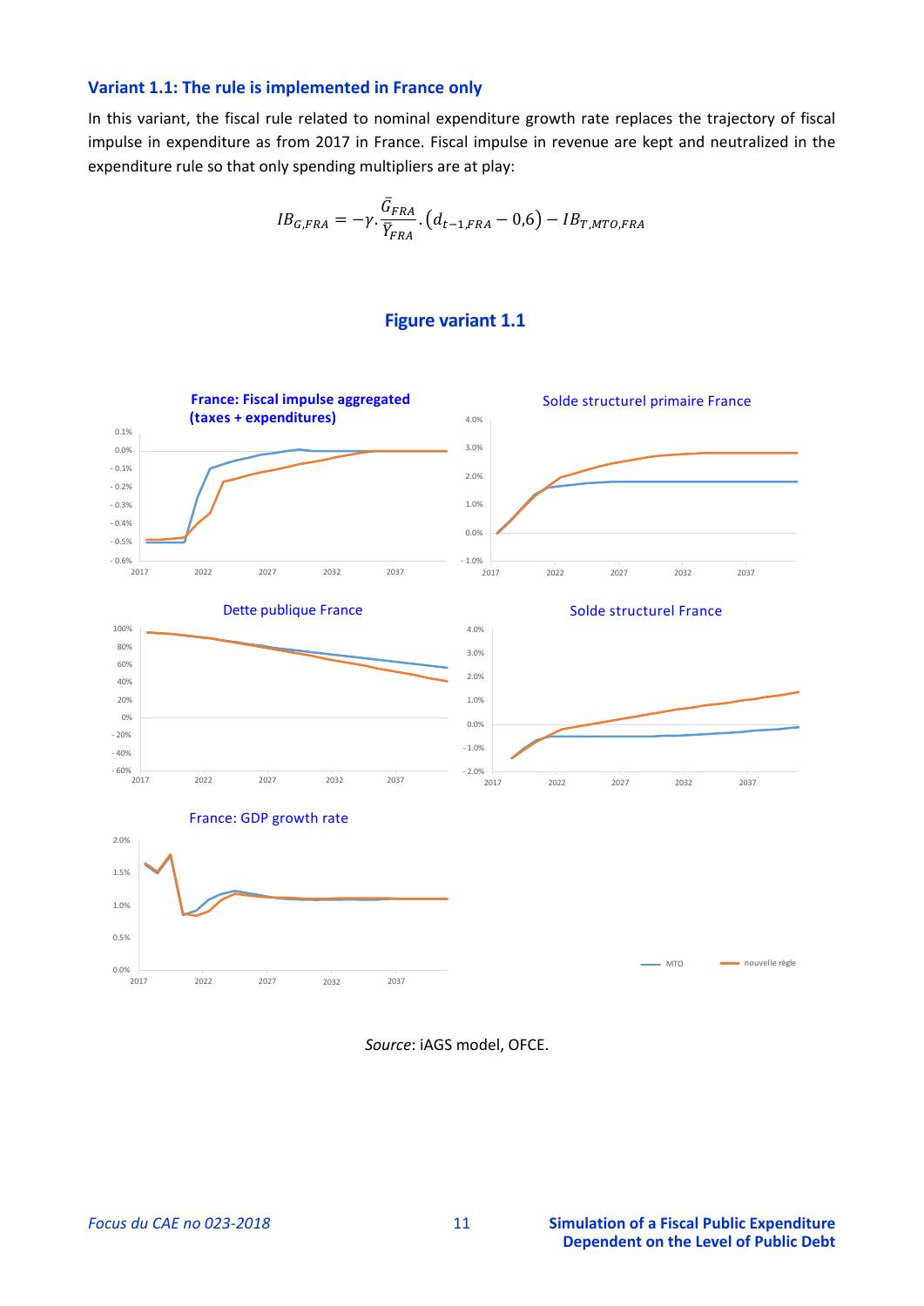### Variant 1.1: The rule is implemented in France only

In this variant, the fiscal rule related to nominal expenditure growth rate replaces the trajectory of fiscal impulse in expenditure as from 2017 in France. Fiscal impulse in revenue are kept and neutralized in the expenditure rule so that only spending multipliers are at play:

$$IB_{G,FRA} = -\gamma.\frac{\bar{G}_{FRA}}{\bar{Y}_{FRA}}.\left(d_{t-1,FRA} - 0{,}6\right) - IB_{T,MTO,FRA}$$

**Figure variant 1.1**

*Source*: iAGS model, OFCE.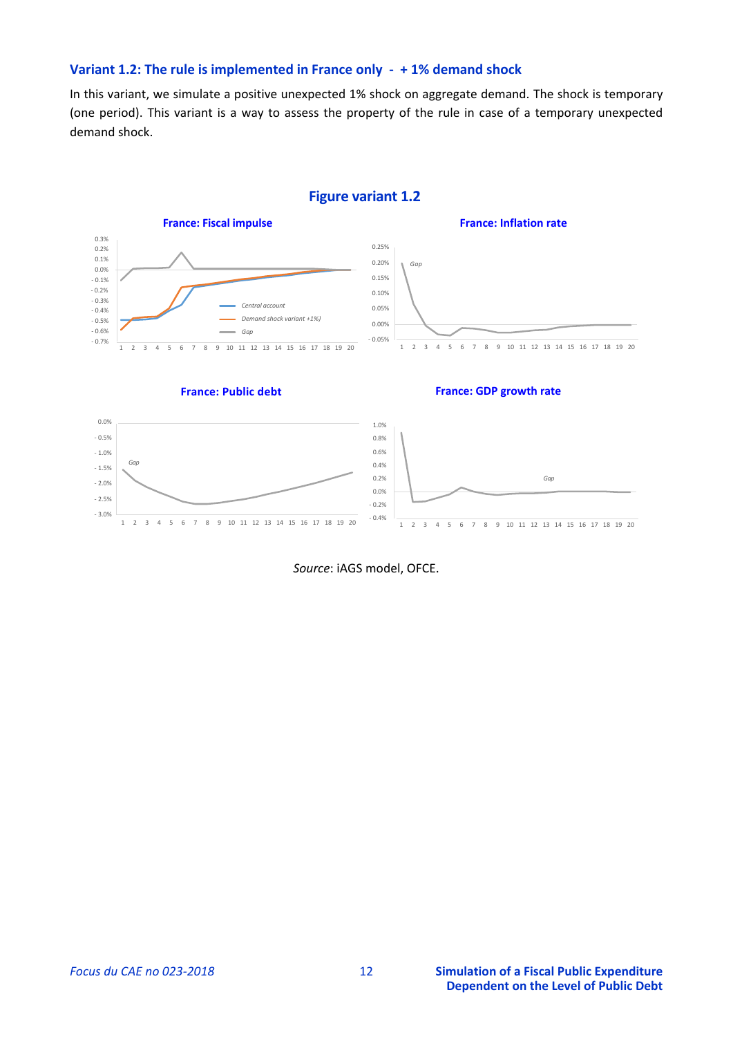### Variant 1.2: The rule is implemented in France only - + 1% demand shock

In this variant, we simulate a positive unexpected 1% shock on aggregate demand. The shock is temporary (one period). This variant is a way to assess the property of the rule in case of a temporary unexpected demand shock.

**Figure variant 1.2**

*Source*: iAGS model, OFCE.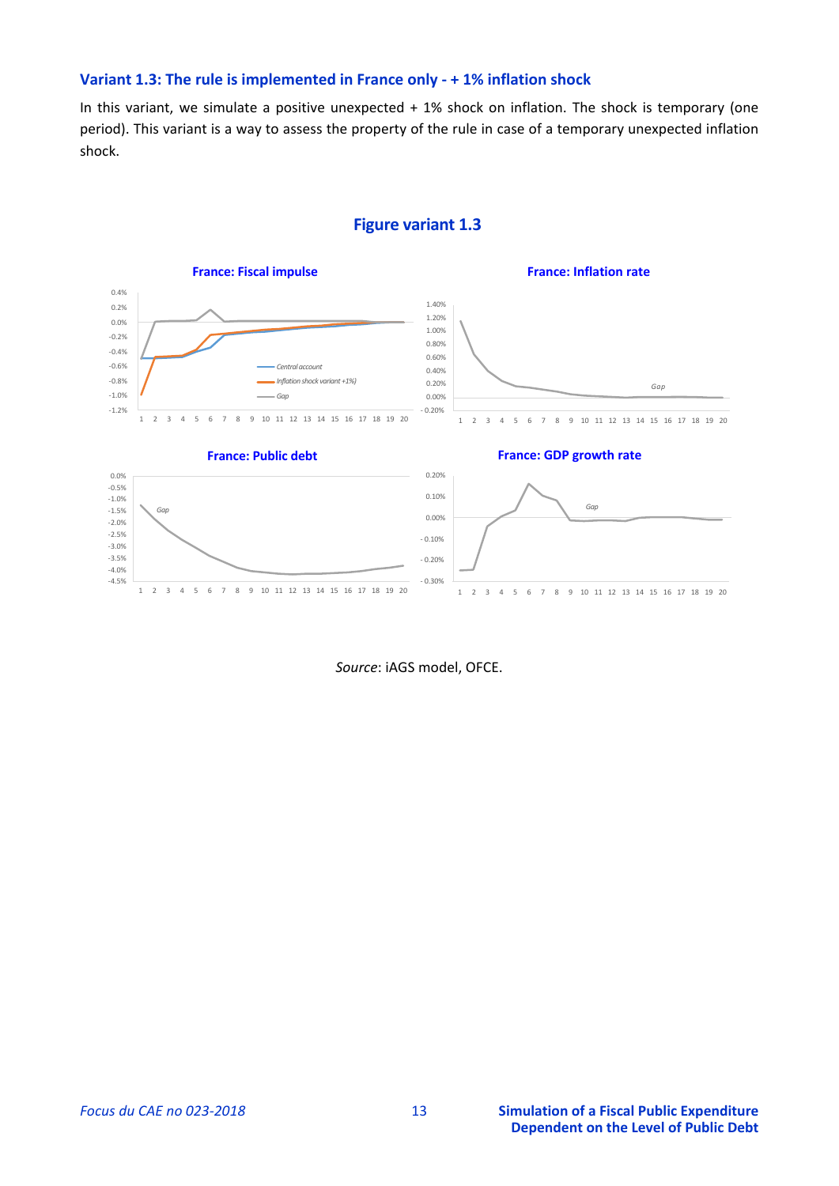### Variant 1.3: The rule is implemented in France only - + 1% inflation shock

In this variant, we simulate a positive unexpected + 1% shock on inflation. The shock is temporary (one period). This variant is a way to assess the property of the rule in case of a temporary unexpected inflation shock.

**Figure variant 1.3**

*Source*: iAGS model, OFCE.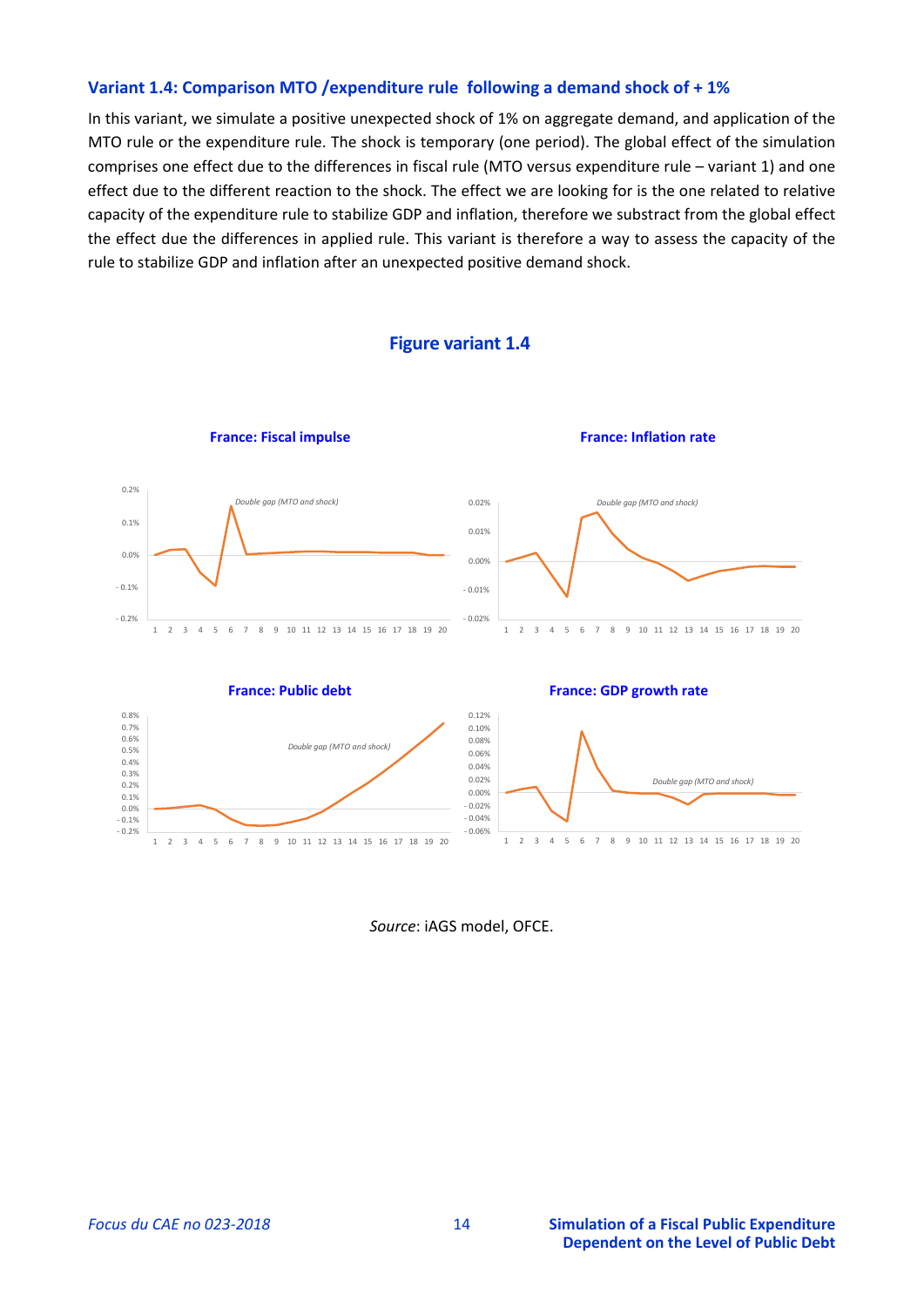### Variant 1.4: Comparison MTO /expenditure rule following a demand shock of + 1%

In this variant, we simulate a positive unexpected shock of 1% on aggregate demand, and application of the MTO rule or the expenditure rule. The shock is temporary (one period). The global effect of the simulation comprises one effect due to the differences in fiscal rule (MTO versus expenditure rule – variant 1) and one effect due to the different reaction to the shock. The effect we are looking for is the one related to relative capacity of the expenditure rule to stabilize GDP and inflation, therefore we substract from the global effect the effect due the differences in applied rule. This variant is therefore a way to assess the capacity of the rule to stabilize GDP and inflation after an unexpected positive demand shock.

**Figure variant 1.4**

**France: Fiscal impulse**

**France: Inflation rate**

**France: Public debt**

**France: GDP growth rate**

*Source*: iAGS model, OFCE.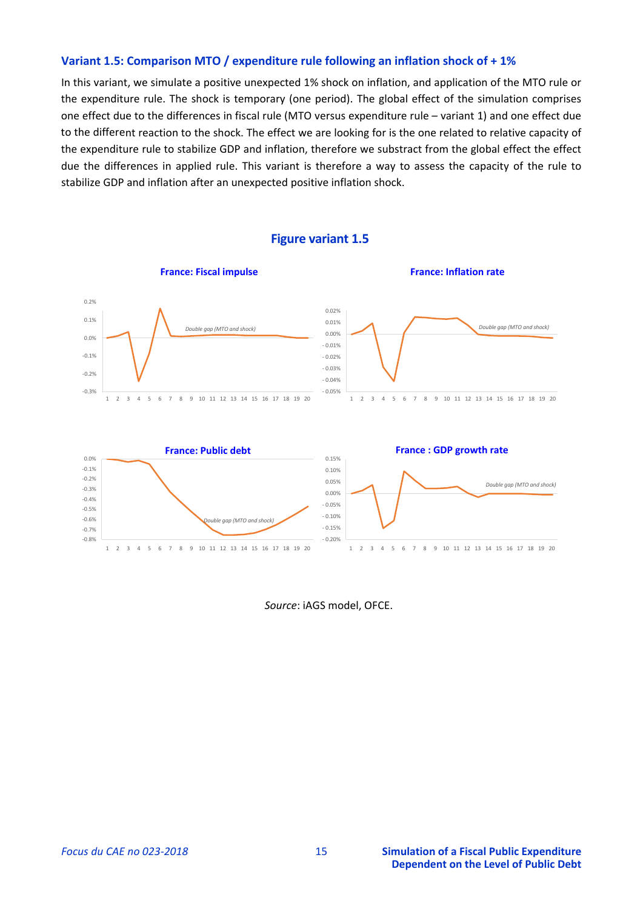### Variant 1.5: Comparison MTO / expenditure rule following an inflation shock of + 1%

In this variant, we simulate a positive unexpected 1% shock on inflation, and application of the MTO rule or the expenditure rule. The shock is temporary (one period). The global effect of the simulation comprises one effect due to the differences in fiscal rule (MTO versus expenditure rule – variant 1) and one effect due to the different reaction to the shock. The effect we are looking for is the one related to relative capacity of the expenditure rule to stabilize GDP and inflation, therefore we substract from the global effect the effect due the differences in applied rule. This variant is therefore a way to assess the capacity of the rule to stabilize GDP and inflation after an unexpected positive inflation shock.

**Figure variant 1.5**

**France: Fiscal impulse**

**France: Inflation rate**

**France: Public debt**

**France : GDP growth rate**

*Source*: iAGS model, OFCE.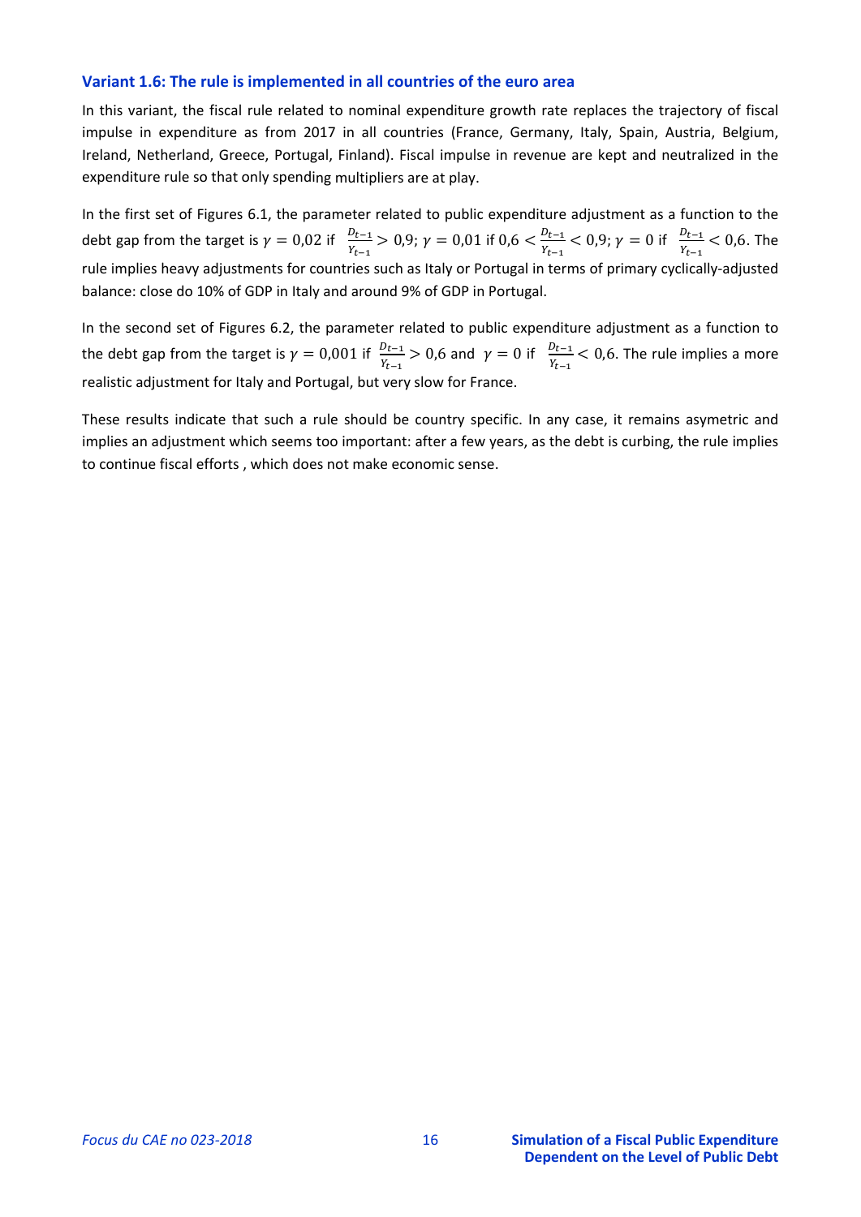### Variant 1.6: The rule is implemented in all countries of the euro area

In this variant, the fiscal rule related to nominal expenditure growth rate replaces the trajectory of fiscal impulse in expenditure as from 2017 in all countries (France, Germany, Italy, Spain, Austria, Belgium, Ireland, Netherland, Greece, Portugal, Finland). Fiscal impulse in revenue are kept and neutralized in the expenditure rule so that only spending multipliers are at play.

In the first set of Figures 6.1, the parameter related to public expenditure adjustment as a function to the debt gap from the target is $\gamma = 0{,}02$ if $\frac{D_{t-1}}{Y_{t-1}} > 0{,}9$; $\gamma = 0{,}01$ if $0{,}6 < \frac{D_{t-1}}{Y_{t-1}} < 0{,}9$; $\gamma = 0$ if $\frac{D_{t-1}}{Y_{t-1}} < 0{,}6$. The rule implies heavy adjustments for countries such as Italy or Portugal in terms of primary cyclically-adjusted balance: close do 10% of GDP in Italy and around 9% of GDP in Portugal.

In the second set of Figures 6.2, the parameter related to public expenditure adjustment as a function to the debt gap from the target is $\gamma = 0{,}001$ if $\frac{D_{t-1}}{Y_{t-1}} > 0{,}6$ and $\gamma = 0$ if $\frac{D_{t-1}}{Y_{t-1}} < 0{,}6$. The rule implies a more realistic adjustment for Italy and Portugal, but very slow for France.

These results indicate that such a rule should be country specific. In any case, it remains asymetric and implies an adjustment which seems too important: after a few years, as the debt is curbing, the rule implies to continue fiscal efforts , which does not make economic sense.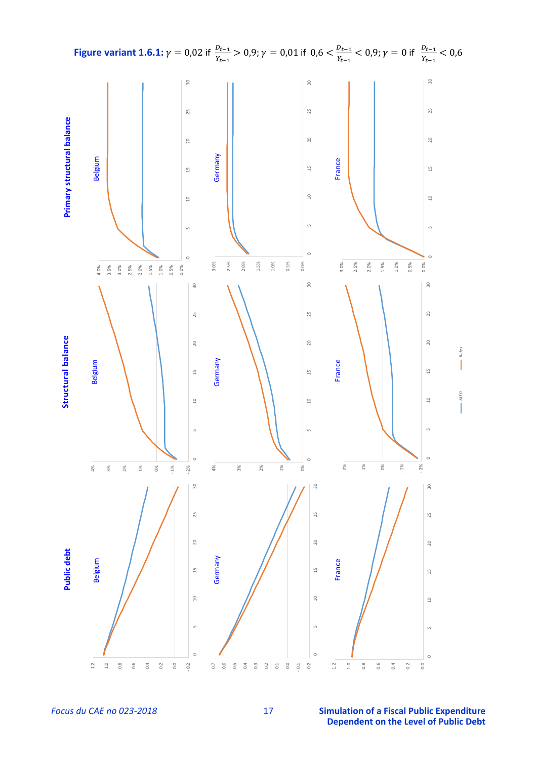**Figure variant 1.6.1:** $\gamma = 0{,}02$ if $\frac{D_{t-1}}{Y_{t-1}} > 0{,}9$; $\gamma = 0{,}01$ if $0{,}6 < \frac{D_{t-1}}{Y_{t-1}} < 0{,}9$; $\gamma = 0$ if $\frac{D_{t-1}}{Y_{t-1}} < 0{,}6$

**Primary structural balance**

**Structural balance**

**Public debt**

Belgium

Germany

France

MTO — Rules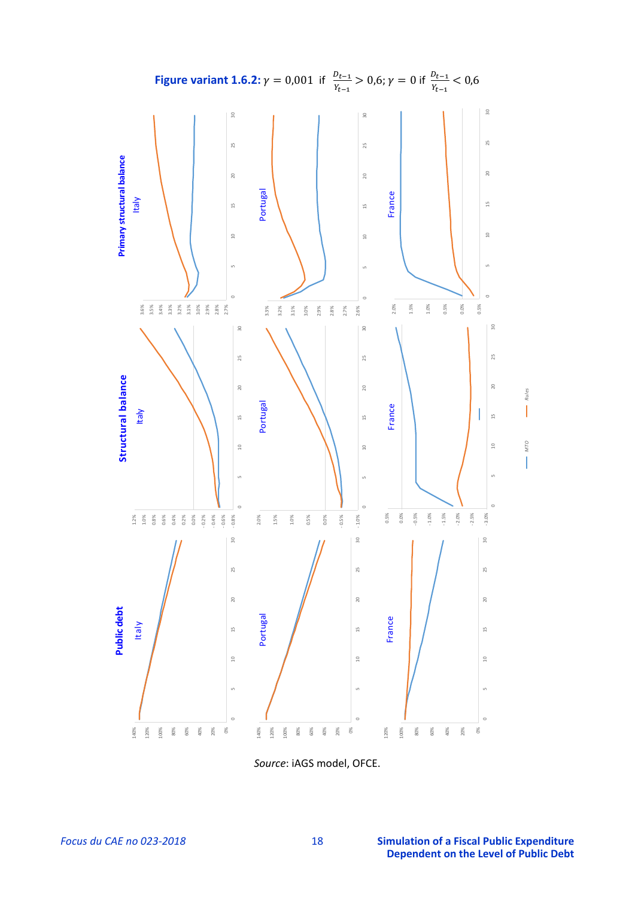**Figure variant 1.6.2:** $\gamma = 0{,}001$ if $\frac{D_{t-1}}{Y_{t-1}} > 0{,}6$; $\gamma = 0$ if $\frac{D_{t-1}}{Y_{t-1}} < 0{,}6$

*Source*: iAGS model, OFCE.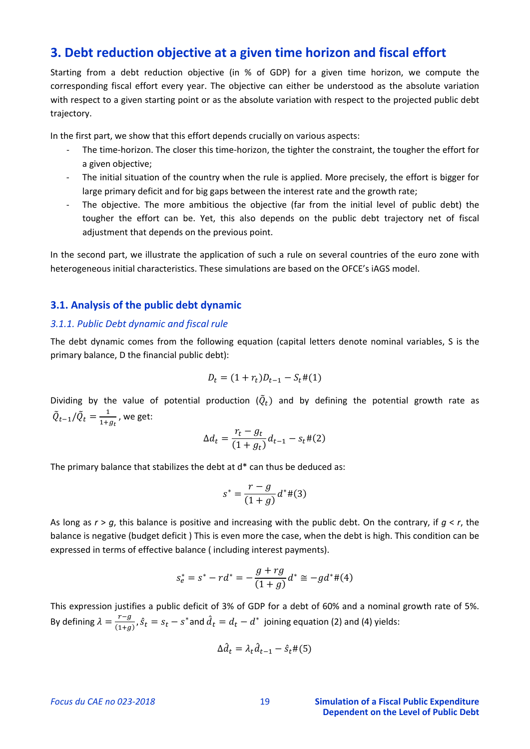## 3. Debt reduction objective at a given time horizon and fiscal effort

Starting from a debt reduction objective (in % of GDP) for a given time horizon, we compute the corresponding fiscal effort every year. The objective can either be understood as the absolute variation with respect to a given starting point or as the absolute variation with respect to the projected public debt trajectory.

In the first part, we show that this effort depends crucially on various aspects:

- The time-horizon. The closer this time-horizon, the tighter the constraint, the tougher the effort for a given objective;
- The initial situation of the country when the rule is applied. More precisely, the effort is bigger for large primary deficit and for big gaps between the interest rate and the growth rate;
- The objective. The more ambitious the objective (far from the initial level of public debt) the tougher the effort can be. Yet, this also depends on the public debt trajectory net of fiscal adjustment that depends on the previous point.

In the second part, we illustrate the application of such a rule on several countries of the euro zone with heterogeneous initial characteristics. These simulations are based on the OFCE's iAGS model.

### 3.1. Analysis of the public debt dynamic

#### *3.1.1. Public Debt dynamic and fiscal rule*

The debt dynamic comes from the following equation (capital letters denote nominal variables, S is the primary balance, D the financial public debt):

$$D_t = (1 + r_t)D_{t-1} - S_t \# (1)$$

Dividing by the value of potential production ($\tilde{Q}_t$) and by defining the potential growth rate as $\tilde{Q}_{t-1}/\tilde{Q}_t = \frac{1}{1+g_t}$, we get:

$$\Delta d_t = \frac{r_t - g_t}{(1 + g_t)} d_{t-1} - s_t \# (2)$$

The primary balance that stabilizes the debt at d* can thus be deduced as:

$$s^* = \frac{r - g}{(1 + g)} d^* \# (3)$$

As long as *r* > *g*, this balance is positive and increasing with the public debt. On the contrary, if *g* < *r*, the balance is negative (budget deficit ) This is even more the case, when the debt is high. This condition can be expressed in terms of effective balance ( including interest payments).

$$s_e^* = s^* - rd^* = -\frac{g + rg}{(1 + g)} d^* \cong -gd^* \# (4)$$

This expression justifies a public deficit of 3% of GDP for a debt of 60% and a nominal growth rate of 5%. By defining $\lambda = \frac{r-g}{(1+g)}$, $\hat{s}_t = s_t - s^*$ and $\hat{d}_t = d_t - d^*$ joining equation (2) and (4) yields:

$$\Delta \hat{d}_t = \lambda_t \hat{d}_{t-1} - \hat{s}_t \# (5)$$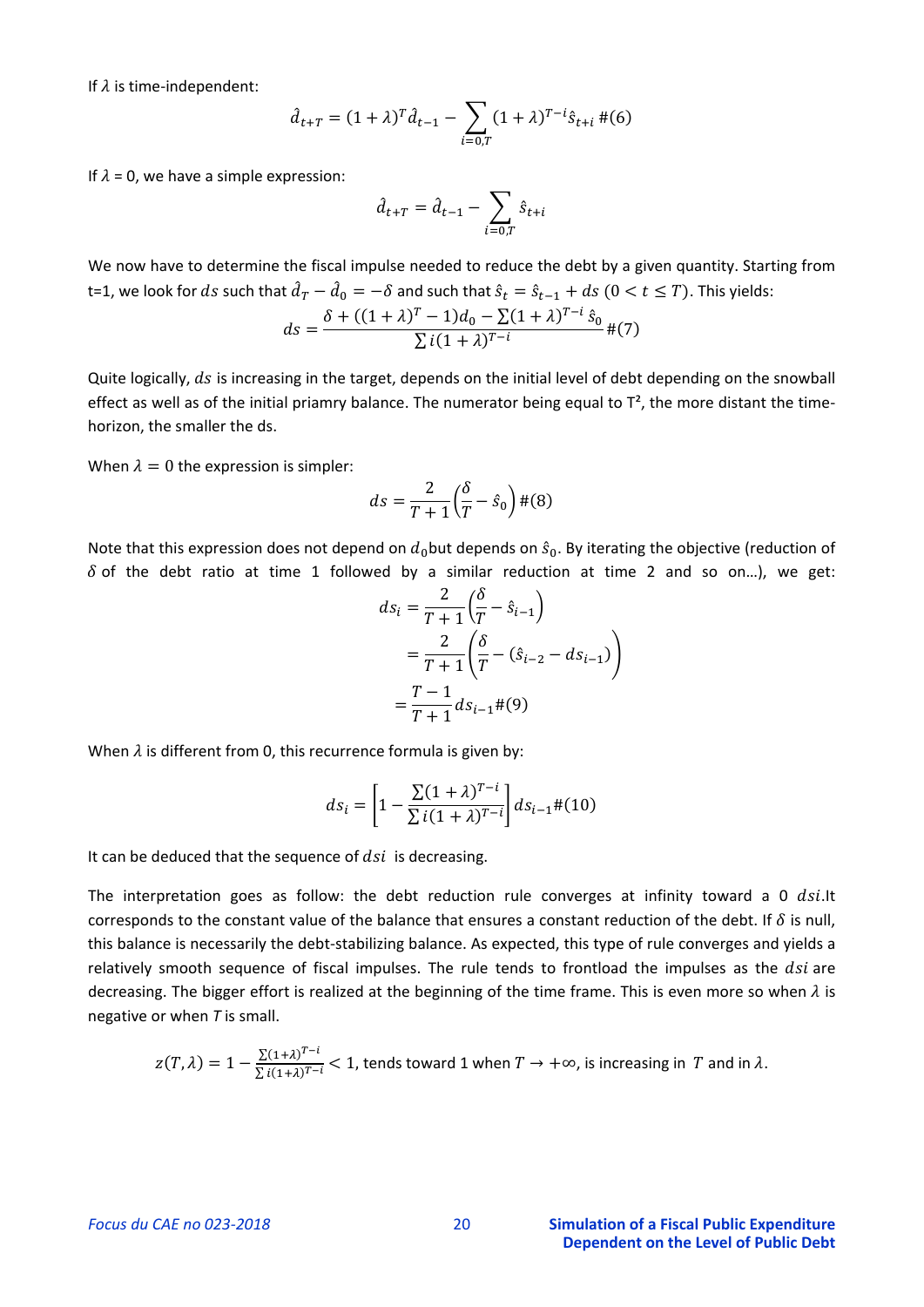If $\lambda$ is time-independent:

$$\hat{d}_{t+T} = (1+\lambda)^T \hat{d}_{t-1} - \sum_{i=0,T} (1+\lambda)^{T-i} \hat{s}_{t+i} \#(6)$$

If $\lambda$ = 0, we have a simple expression:

$$\hat{d}_{t+T} = \hat{d}_{t-1} - \sum_{i=0,T} \hat{s}_{t+i}$$

We now have to determine the fiscal impulse needed to reduce the debt by a given quantity. Starting from t=1, we look for $ds$ such that $\hat{d}_T - \hat{d}_0 = -\delta$ and such that $\hat{s}_t = \hat{s}_{t-1} + ds$ $(0 < t \leq T)$. This yields:

$$ds = \frac{\delta + ((1+\lambda)^T - 1)d_0 - \sum (1+\lambda)^{T-i}\, \hat{s}_0}{\sum i(1+\lambda)^{T-i}} \#(7)$$

Quite logically, $ds$ is increasing in the target, depends on the initial level of debt depending on the snowball effect as well as of the initial priamry balance. The numerator being equal to T², the more distant the time-horizon, the smaller the ds.

When $\lambda = 0$ the expression is simpler:

$$ds = \frac{2}{T+1}\left(\frac{\delta}{T} - \hat{s}_0\right) \#(8)$$

Note that this expression does not depend on $d_0$but depends on $\hat{s}_0$. By iterating the objective (reduction of $\delta$ of the debt ratio at time 1 followed by a similar reduction at time 2 and so on…), we get:

$$\begin{aligned} ds_i &= \frac{2}{T+1}\left(\frac{\delta}{T} - \hat{s}_{i-1}\right) \\ &= \frac{2}{T+1}\left(\frac{\delta}{T} - (\hat{s}_{i-2} - ds_{i-1})\right) \\ &= \frac{T-1}{T+1} ds_{i-1} \#(9) \end{aligned}$$

When $\lambda$ is different from 0, this recurrence formula is given by:

$$ds_i = \left[1 - \frac{\sum (1+\lambda)^{T-i}}{\sum i(1+\lambda)^{T-i}}\right] ds_{i-1} \#(10)$$

It can be deduced that the sequence of $dsi$ is decreasing.

The interpretation goes as follow: the debt reduction rule converges at infinity toward a 0 $dsi$.It corresponds to the constant value of the balance that ensures a constant reduction of the debt. If $\delta$ is null, this balance is necessarily the debt-stabilizing balance. As expected, this type of rule converges and yields a relatively smooth sequence of fiscal impulses. The rule tends to frontload the impulses as the $dsi$ are decreasing. The bigger effort is realized at the beginning of the time frame. This is even more so when $\lambda$ is negative or when $T$ is small.

$z(T, \lambda) = 1 - \frac{\sum (1+\lambda)^{T-i}}{\sum i(1+\lambda)^{T-i}} < 1$, tends toward 1 when $T \to +\infty$, is increasing in $T$ and in $\lambda$.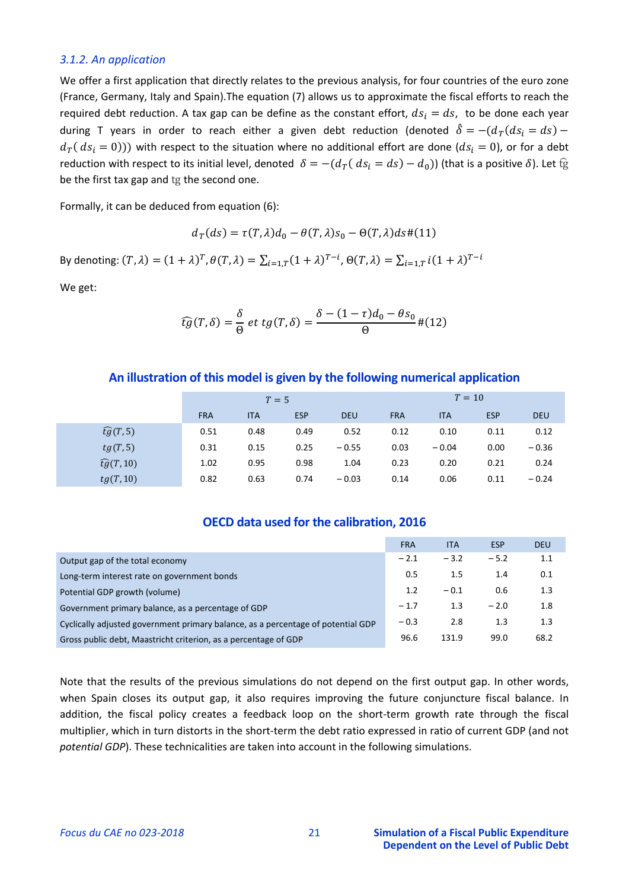### *3.1.2. An application*

We offer a first application that directly relates to the previous analysis, for four countries of the euro zone (France, Germany, Italy and Spain).The equation (7) allows us to approximate the fiscal efforts to reach the required debt reduction. A tax gap can be define as the constant effort, $ds_i = ds$, to be done each year during T years in order to reach either a given debt reduction (denoted $\hat{\delta} = -(d_T(ds_i = ds) - d_T(ds_i = 0))$) with respect to the situation where no additional effort are done ($ds_i = 0$), or for a debt reduction with respect to its initial level, denoted $\delta = -(d_T(ds_i = ds) - d_0)$) (that is a positive $\delta$). Let $\widehat{tg}$ be the first tax gap and tg the second one.

Formally, it can be deduced from equation (6):

$$d_T(ds) = \tau(T,\lambda)d_0 - \theta(T,\lambda)s_0 - \Theta(T,\lambda)ds\#(11)$$

By denoting: $(T,\lambda) = (1+\lambda)^T, \theta(T,\lambda) = \sum_{i=1,T}(1+\lambda)^{T-i}, \Theta(T,\lambda) = \sum_{i=1,T} i(1+\lambda)^{T-i}$

We get:

$$\widehat{tg}(T,\delta) = \frac{\delta}{\Theta} \; et \; tg(T,\delta) = \frac{\delta - (1-\tau)d_0 - \theta s_0}{\Theta}\#(12)$$

**An illustration of this model is given by the following numerical application**

| | $T = 5$ | | | | $T = 10$ | | | |
|---|---|---|---|---|---|---|---|---|
| | FRA | ITA | ESP | DEU | FRA | ITA | ESP | DEU |
| $\widehat{tg}(T,5)$ | 0.51 | 0.48 | 0.49 | 0.52 | 0.12 | 0.10 | 0.11 | 0.12 |
| $tg(T,5)$ | 0.31 | 0.15 | 0.25 | − 0.55 | 0.03 | − 0.04 | 0.00 | − 0.36 |
| $\widehat{tg}(T,10)$ | 1.02 | 0.95 | 0.98 | 1.04 | 0.23 | 0.20 | 0.21 | 0.24 |
| $tg(T,10)$ | 0.82 | 0.63 | 0.74 | − 0.03 | 0.14 | 0.06 | 0.11 | − 0.24 |

**OECD data used for the calibration, 2016**

| | FRA | ITA | ESP | DEU |
|---|---|---|---|---|
| Output gap of the total economy | − 2.1 | − 3.2 | − 5.2 | 1.1 |
| Long-term interest rate on government bonds | 0.5 | 1.5 | 1.4 | 0.1 |
| Potential GDP growth (volume) | 1.2 | − 0.1 | 0.6 | 1.3 |
| Government primary balance, as a percentage of GDP | − 1.7 | 1.3 | − 2.0 | 1.8 |
| Cyclically adjusted government primary balance, as a percentage of potential GDP | − 0.3 | 2.8 | 1.3 | 1.3 |
| Gross public debt, Maastricht criterion, as a percentage of GDP | 96.6 | 131.9 | 99.0 | 68.2 |

Note that the results of the previous simulations do not depend on the first output gap. In other words, when Spain closes its output gap, it also requires improving the future conjuncture fiscal balance. In addition, the fiscal policy creates a feedback loop on the short-term growth rate through the fiscal multiplier, which in turn distorts in the short-term the debt ratio expressed in ratio of current GDP (and not *potential GDP*). These technicalities are taken into account in the following simulations.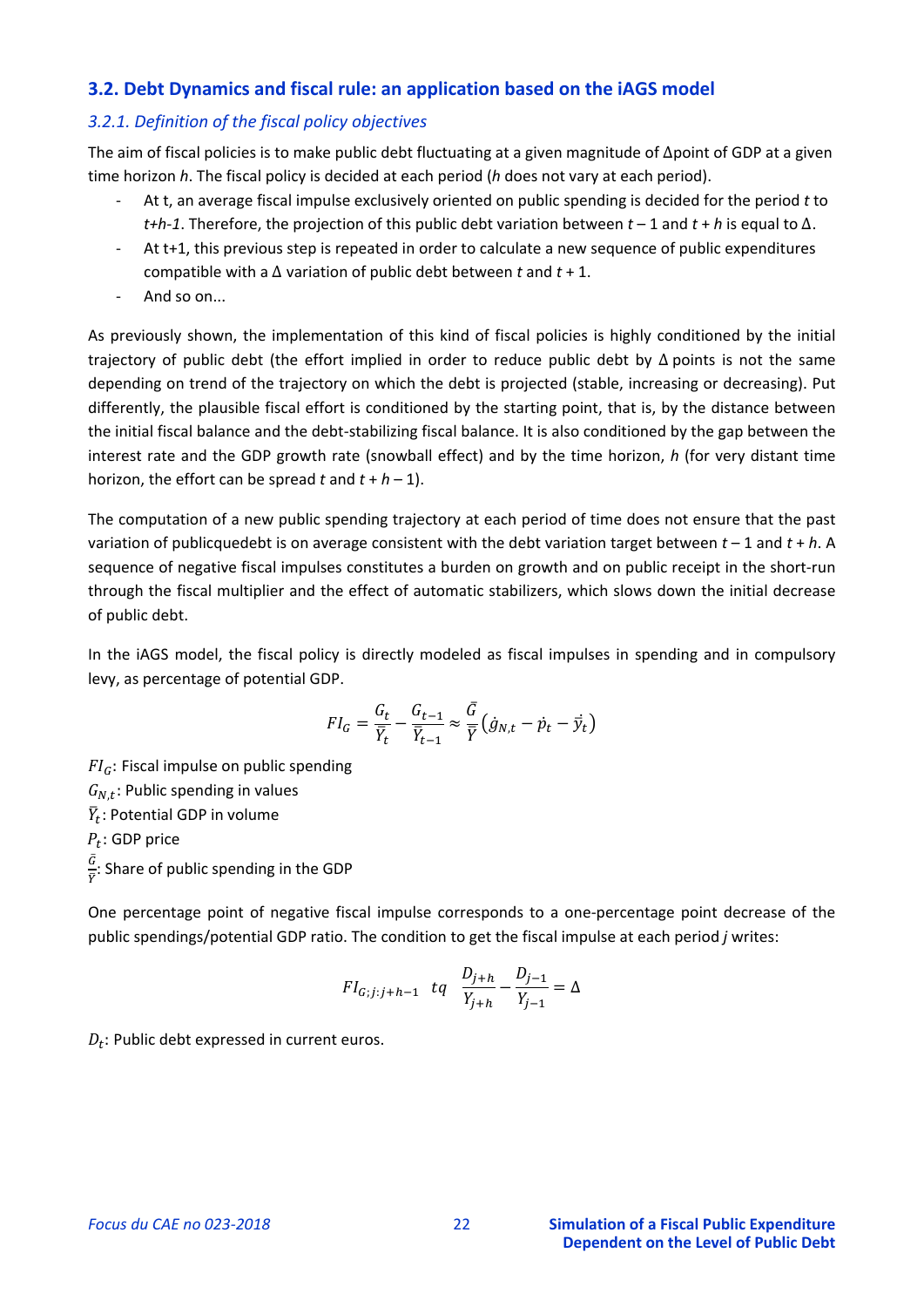### 3.2. Debt Dynamics and fiscal rule: an application based on the iAGS model

#### *3.2.1. Definition of the fiscal policy objectives*

The aim of fiscal policies is to make public debt fluctuating at a given magnitude of Δpoint of GDP at a given time horizon *h*. The fiscal policy is decided at each period (*h* does not vary at each period).

- At t, an average fiscal impulse exclusively oriented on public spending is decided for the period *t* to *t+h-1*. Therefore, the projection of this public debt variation between *t* – 1 and *t* + *h* is equal to Δ.
- At t+1, this previous step is repeated in order to calculate a new sequence of public expenditures compatible with a Δ variation of public debt between *t* and *t* + 1.
- And so on...

As previously shown, the implementation of this kind of fiscal policies is highly conditioned by the initial trajectory of public debt (the effort implied in order to reduce public debt by Δ points is not the same depending on trend of the trajectory on which the debt is projected (stable, increasing or decreasing). Put differently, the plausible fiscal effort is conditioned by the starting point, that is, by the distance between the initial fiscal balance and the debt-stabilizing fiscal balance. It is also conditioned by the gap between the interest rate and the GDP growth rate (snowball effect) and by the time horizon, *h* (for very distant time horizon, the effort can be spread *t* and *t* + *h* – 1).

The computation of a new public spending trajectory at each period of time does not ensure that the past variation of publicquedebt is on average consistent with the debt variation target between *t* – 1 and *t* + *h*. A sequence of negative fiscal impulses constitutes a burden on growth and on public receipt in the short-run through the fiscal multiplier and the effect of automatic stabilizers, which slows down the initial decrease of public debt.

In the iAGS model, the fiscal policy is directly modeled as fiscal impulses in spending and in compulsory levy, as percentage of potential GDP.

$$FI_G = \frac{G_t}{\bar{Y}_t} - \frac{G_{t-1}}{\bar{Y}_{t-1}} \approx \frac{\bar{G}}{\bar{Y}}\left(\dot{g}_{N,t} - \dot{p}_t - \dot{\bar{y}}_t\right)$$

$FI_G$: Fiscal impulse on public spending
$G_{N,t}$: Public spending in values
$\bar{Y}_t$: Potential GDP in volume
$P_t$: GDP price
$\frac{\bar{G}}{\bar{Y}}$: Share of public spending in the GDP

One percentage point of negative fiscal impulse corresponds to a one-percentage point decrease of the public spendings/potential GDP ratio. The condition to get the fiscal impulse at each period *j* writes:

$$FI_{G;j:j+h-1} \quad tq \quad \frac{D_{j+h}}{Y_{j+h}} - \frac{D_{j-1}}{Y_{j-1}} = \Delta$$

$D_t$: Public debt expressed in current euros.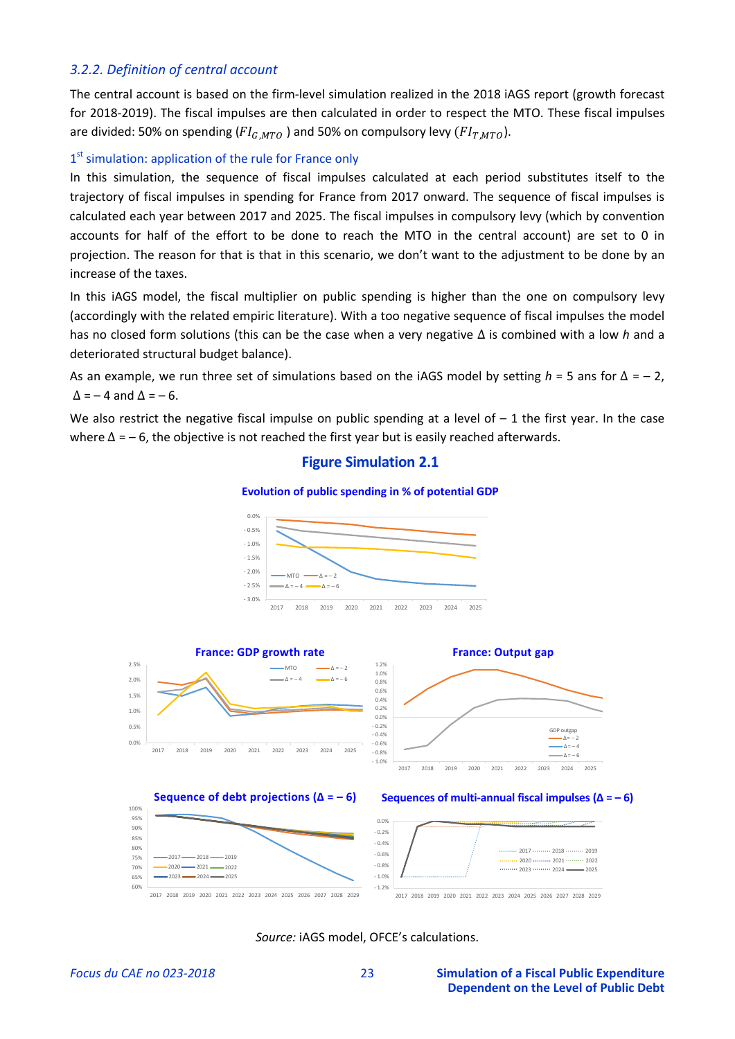### *3.2.2. Definition of central account*

The central account is based on the firm-level simulation realized in the 2018 iAGS report (growth forecast for 2018-2019). The fiscal impulses are then calculated in order to respect the MTO. These fiscal impulses are divided: 50% on spending ($FI_{G,MTO}$ ) and 50% on compulsory levy ($FI_{T,MTO}$).

#### 1[st] simulation: application of the rule for France only

In this simulation, the sequence of fiscal impulses calculated at each period substitutes itself to the trajectory of fiscal impulses in spending for France from 2017 onward. The sequence of fiscal impulses is calculated each year between 2017 and 2025. The fiscal impulses in compulsory levy (which by convention accounts for half of the effort to be done to reach the MTO in the central account) are set to 0 in projection. The reason for that is that in this scenario, we don't want to the adjustment to be done by an increase of the taxes.

In this iAGS model, the fiscal multiplier on public spending is higher than the one on compulsory levy (accordingly with the related empiric literature). With a too negative sequence of fiscal impulses the model has no closed form solutions (this can be the case when a very negative Δ is combined with a low *h* and a deteriorated structural budget balance).

As an example, we run three set of simulations based on the iAGS model by setting *h* = 5 ans for Δ = – 2, Δ = – 4 and Δ = – 6.

We also restrict the negative fiscal impulse on public spending at a level of – 1 the first year. In the case where Δ = – 6, the objective is not reached the first year but is easily reached afterwards.

**Figure Simulation 2.1**

**Evolution of public spending in % of potential GDP**

**France: GDP growth rate**

**France: Output gap**

**Sequence of debt projections (Δ = – 6)**

**Sequences of multi-annual fiscal impulses (Δ = – 6)**

*Source:* iAGS model, OFCE's calculations.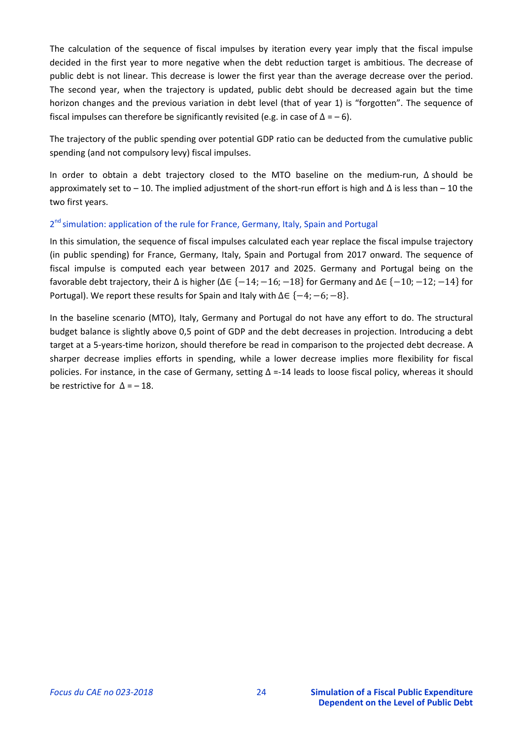The calculation of the sequence of fiscal impulses by iteration every year imply that the fiscal impulse decided in the first year to more negative when the debt reduction target is ambitious. The decrease of public debt is not linear. This decrease is lower the first year than the average decrease over the period. The second year, when the trajectory is updated, public debt should be decreased again but the time horizon changes and the previous variation in debt level (that of year 1) is "forgotten". The sequence of fiscal impulses can therefore be significantly revisited (e.g. in case of $\Delta = -6$).

The trajectory of the public spending over potential GDP ratio can be deducted from the cumulative public spending (and not compulsory levy) fiscal impulses.

In order to obtain a debt trajectory closed to the MTO baseline on the medium-run, $\Delta$ should be approximately set to $-10$. The implied adjustment of the short-run effort is high and $\Delta$ is less than $-10$ the two first years.

### 2[nd] simulation: application of the rule for France, Germany, Italy, Spain and Portugal

In this simulation, the sequence of fiscal impulses calculated each year replace the fiscal impulse trajectory (in public spending) for France, Germany, Italy, Spain and Portugal from 2017 onward. The sequence of fiscal impulse is computed each year between 2017 and 2025. Germany and Portugal being on the favorable debt trajectory, their $\Delta$ is higher ($\Delta \in \{-14; -16; -18\}$ for Germany and $\Delta \in \{-10; -12; -14\}$ for Portugal). We report these results for Spain and Italy with $\Delta \in \{-4; -6; -8\}$.

In the baseline scenario (MTO), Italy, Germany and Portugal do not have any effort to do. The structural budget balance is slightly above 0,5 point of GDP and the debt decreases in projection. Introducing a debt target at a 5-years-time horizon, should therefore be read in comparison to the projected debt decrease. A sharper decrease implies efforts in spending, while a lower decrease implies more flexibility for fiscal policies. For instance, in the case of Germany, setting $\Delta = -14$ leads to loose fiscal policy, whereas it should be restrictive for $\Delta = -18$.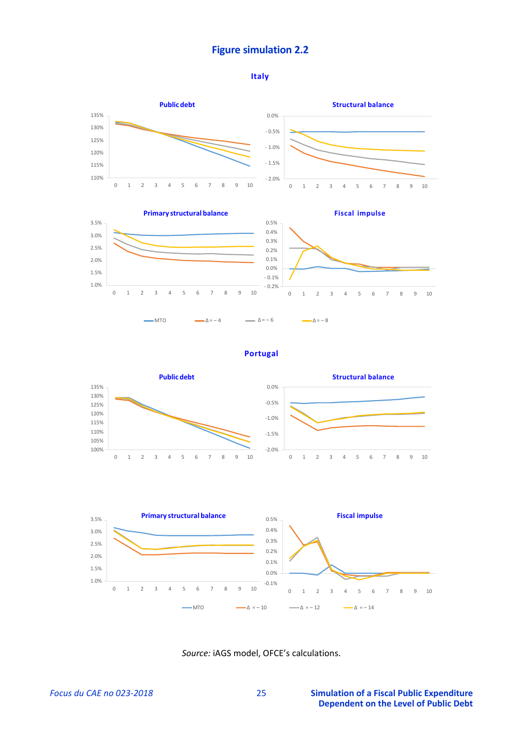# Figure simulation 2.2

## Italy

Public debt

135%
130%
125%
120%
115%
110%

0 1 2 3 4 5 6 7 8 9 10

Structural balance

0.0%
- 0.5%
- 1.0%
- 1.5%
- 2.0%

0 1 2 3 4 5 6 7 8 9 10

Primary structural balance

3.5%
3.0%
2.5%
2.0%
1.5%
1.0%

0 1 2 3 4 5 6 7 8 9 10

Fiscal impulse

0.5%
0.4%
0.3%
0.2%
0.1%
0.0%
- 0.1%
- 0.2%

0 1 2 3 4 5 6 7 8 9 10

MTO
Δ = – 4
Δ = – 6
Δ = – 8

## Portugal

Public debt

135%
130%
125%
120%
115%
110%
105%
100%

0 1 2 3 4 5 6 7 8 9 10

Structural balance

0.0%
-0.5%
-1.0%
-1.5%
-2.0%

0 1 2 3 4 5 6 7 8 9 10

Primary structural balance

3.5%
3.0%
2.5%
2.0%
1.5%
1.0%

0 1 2 3 4 5 6 7 8 9 10

Fiscal impulse

0.5%
0.4%
0.3%
0.2%
0.1%
0.0%
-0.1%

0 1 2 3 4 5 6 7 8 9 10

MTO
Δ = – 10
Δ = – 12
Δ = – 14

*Source:* iAGS model, OFCE's calculations.